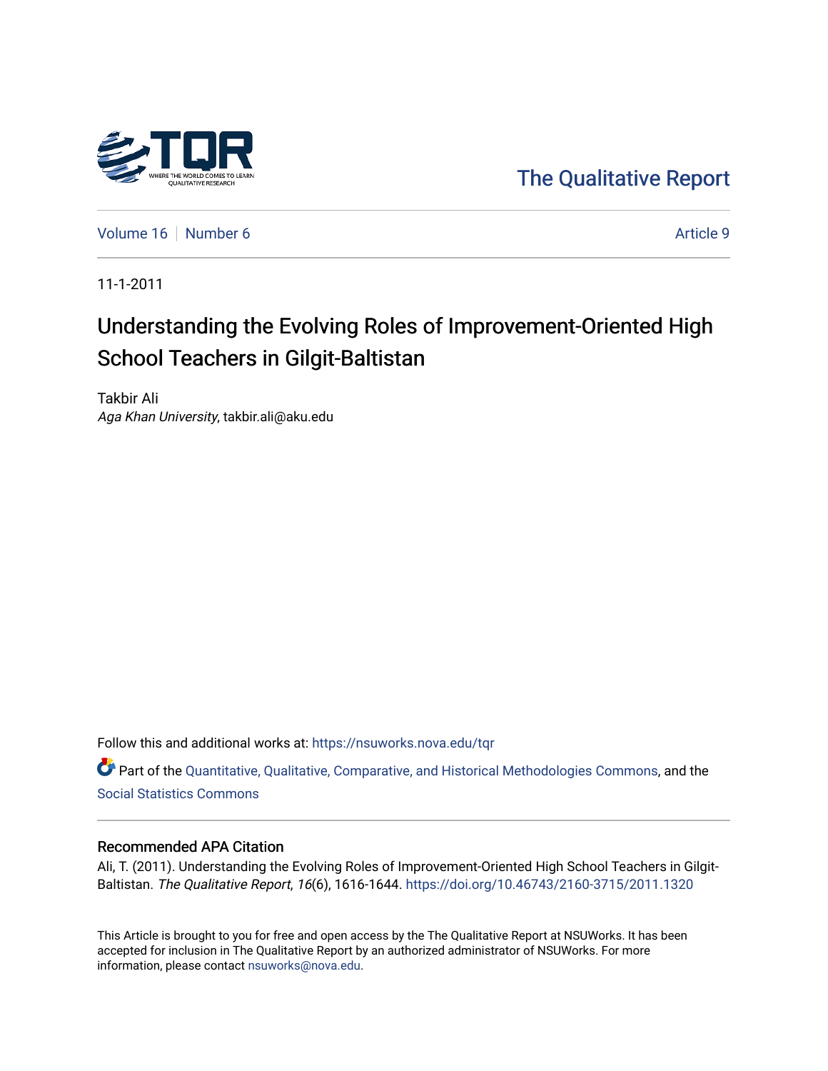The Qualitative Report

Volume 16 | Number 6 | Article 9

11-1-2011

# Understanding the Evolving Roles of Improvement-Oriented High School Teachers in Gilgit-Baltistan

Takbir Ali
*Aga Khan University*, takbir.ali@aku.edu

Follow this and additional works at: https://nsuworks.nova.edu/tqr

Part of the Quantitative, Qualitative, Comparative, and Historical Methodologies Commons, and the Social Statistics Commons

## Recommended APA Citation

Ali, T. (2011). Understanding the Evolving Roles of Improvement-Oriented High School Teachers in Gilgit-Baltistan. *The Qualitative Report*, *16*(6), 1616-1644. https://doi.org/10.46743/2160-3715/2011.1320

This Article is brought to you for free and open access by the The Qualitative Report at NSUWorks. It has been accepted for inclusion in The Qualitative Report by an authorized administrator of NSUWorks. For more information, please contact nsuworks@nova.edu.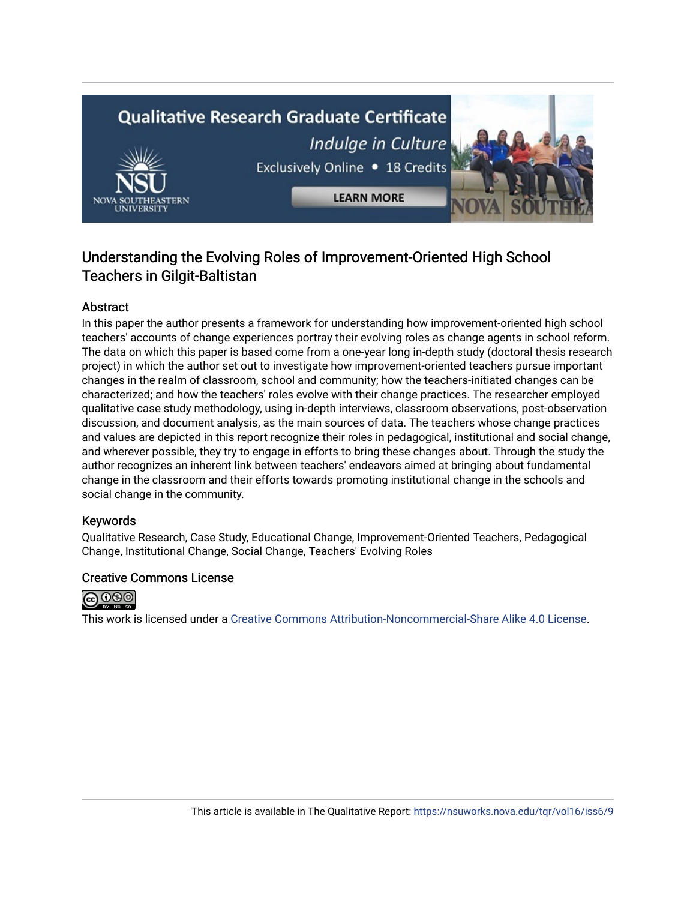## Understanding the Evolving Roles of Improvement-Oriented High School Teachers in Gilgit-Baltistan

### Abstract

In this paper the author presents a framework for understanding how improvement-oriented high school teachers' accounts of change experiences portray their evolving roles as change agents in school reform. The data on which this paper is based come from a one-year long in-depth study (doctoral thesis research project) in which the author set out to investigate how improvement-oriented teachers pursue important changes in the realm of classroom, school and community; how the teachers-initiated changes can be characterized; and how the teachers' roles evolve with their change practices. The researcher employed qualitative case study methodology, using in-depth interviews, classroom observations, post-observation discussion, and document analysis, as the main sources of data. The teachers whose change practices and values are depicted in this report recognize their roles in pedagogical, institutional and social change, and wherever possible, they try to engage in efforts to bring these changes about. Through the study the author recognizes an inherent link between teachers' endeavors aimed at bringing about fundamental change in the classroom and their efforts towards promoting institutional change in the schools and social change in the community.

### Keywords

Qualitative Research, Case Study, Educational Change, Improvement-Oriented Teachers, Pedagogical Change, Institutional Change, Social Change, Teachers' Evolving Roles

### Creative Commons License

This work is licensed under a Creative Commons Attribution-Noncommercial-Share Alike 4.0 License.

This article is available in The Qualitative Report: https://nsuworks.nova.edu/tqr/vol16/iss6/9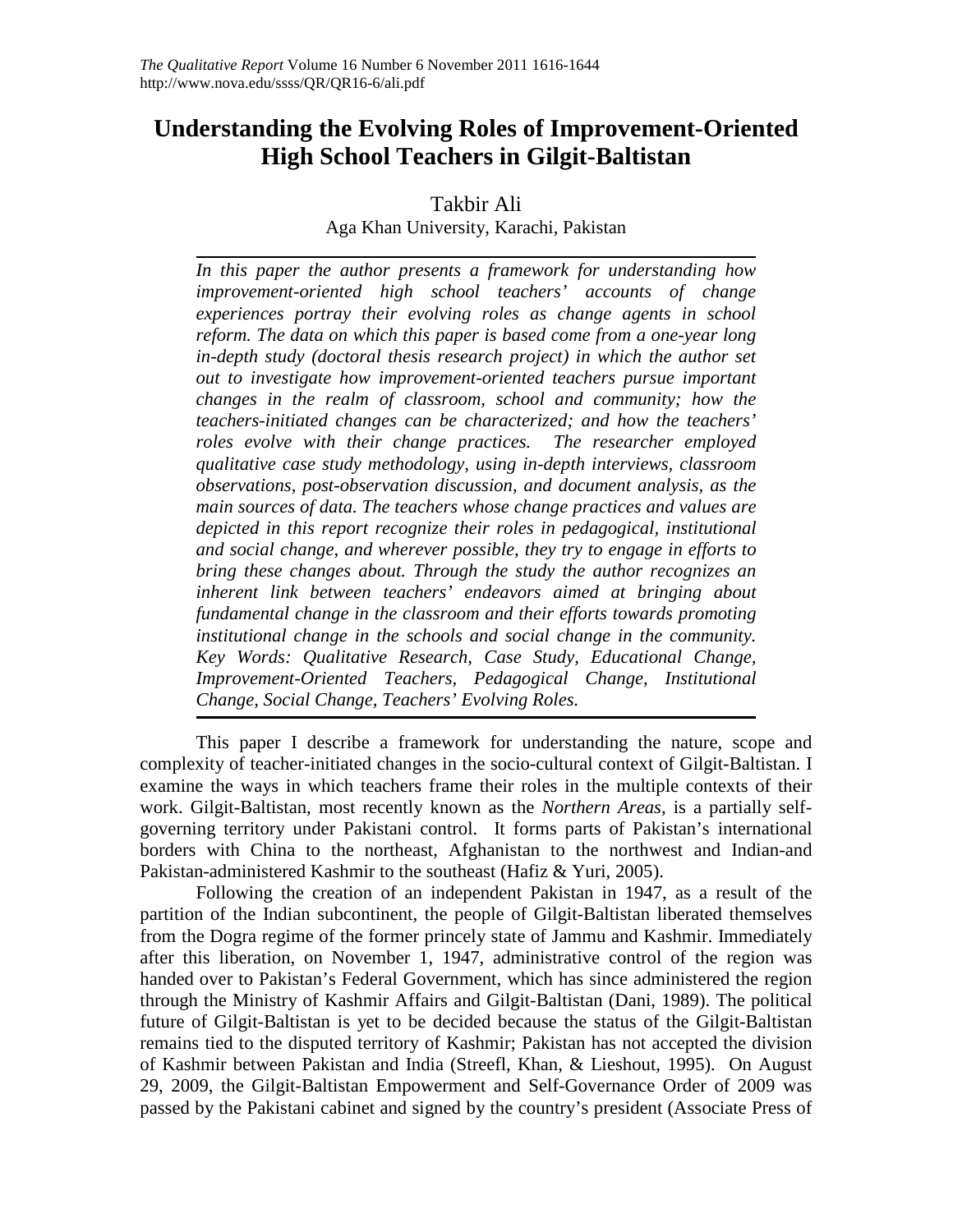# Understanding the Evolving Roles of Improvement-Oriented High School Teachers in Gilgit-Baltistan

Takbir Ali

Aga Khan University, Karachi, Pakistan

*In this paper the author presents a framework for understanding how improvement-oriented high school teachers' accounts of change experiences portray their evolving roles as change agents in school reform. The data on which this paper is based come from a one-year long in-depth study (doctoral thesis research project) in which the author set out to investigate how improvement-oriented teachers pursue important changes in the realm of classroom, school and community; how the teachers-initiated changes can be characterized; and how the teachers' roles evolve with their change practices. The researcher employed qualitative case study methodology, using in-depth interviews, classroom observations, post-observation discussion, and document analysis, as the main sources of data. The teachers whose change practices and values are depicted in this report recognize their roles in pedagogical, institutional and social change, and wherever possible, they try to engage in efforts to bring these changes about. Through the study the author recognizes an inherent link between teachers' endeavors aimed at bringing about fundamental change in the classroom and their efforts towards promoting institutional change in the schools and social change in the community. Key Words: Qualitative Research, Case Study, Educational Change, Improvement-Oriented Teachers, Pedagogical Change, Institutional Change, Social Change, Teachers' Evolving Roles.*

This paper I describe a framework for understanding the nature, scope and complexity of teacher-initiated changes in the socio-cultural context of Gilgit-Baltistan. I examine the ways in which teachers frame their roles in the multiple contexts of their work. Gilgit-Baltistan, most recently known as the *Northern Areas*, is a partially self-governing territory under Pakistani control. It forms parts of Pakistan's international borders with China to the northeast, Afghanistan to the northwest and Indian-and Pakistan-administered Kashmir to the southeast (Hafiz & Yuri, 2005).

Following the creation of an independent Pakistan in 1947, as a result of the partition of the Indian subcontinent, the people of Gilgit-Baltistan liberated themselves from the Dogra regime of the former princely state of Jammu and Kashmir. Immediately after this liberation, on November 1, 1947, administrative control of the region was handed over to Pakistan's Federal Government, which has since administered the region through the Ministry of Kashmir Affairs and Gilgit-Baltistan (Dani, 1989). The political future of Gilgit-Baltistan is yet to be decided because the status of the Gilgit-Baltistan remains tied to the disputed territory of Kashmir; Pakistan has not accepted the division of Kashmir between Pakistan and India (Streefl, Khan, & Lieshout, 1995). On August 29, 2009, the Gilgit-Baltistan Empowerment and Self-Governance Order of 2009 was passed by the Pakistani cabinet and signed by the country's president (Associate Press of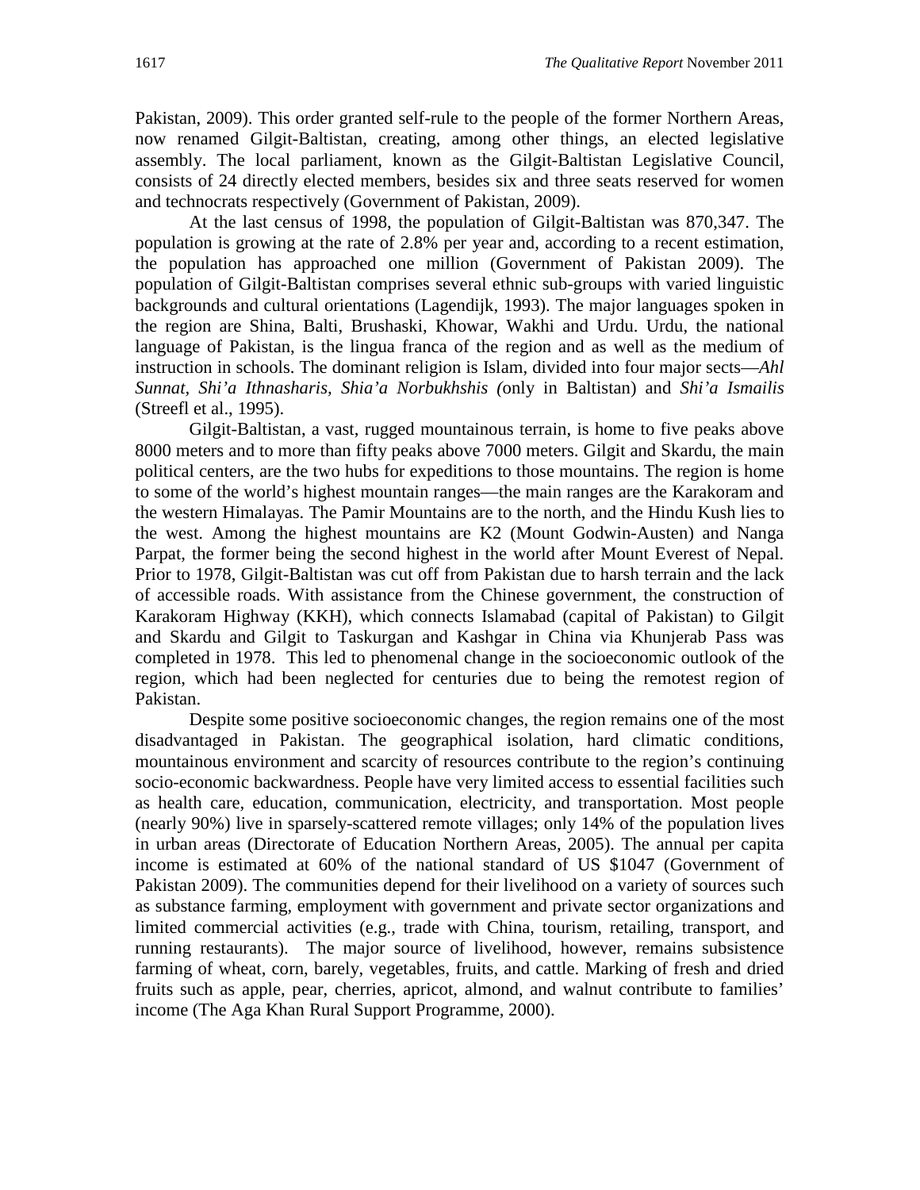Pakistan, 2009). This order granted self-rule to the people of the former Northern Areas, now renamed Gilgit-Baltistan, creating, among other things, an elected legislative assembly. The local parliament, known as the Gilgit-Baltistan Legislative Council, consists of 24 directly elected members, besides six and three seats reserved for women and technocrats respectively (Government of Pakistan, 2009).

At the last census of 1998, the population of Gilgit-Baltistan was 870,347. The population is growing at the rate of 2.8% per year and, according to a recent estimation, the population has approached one million (Government of Pakistan 2009). The population of Gilgit-Baltistan comprises several ethnic sub-groups with varied linguistic backgrounds and cultural orientations (Lagendijk, 1993). The major languages spoken in the region are Shina, Balti, Brushaski, Khowar, Wakhi and Urdu. Urdu, the national language of Pakistan, is the lingua franca of the region and as well as the medium of instruction in schools. The dominant religion is Islam, divided into four major sects—*Ahl Sunnat, Shi'a Ithnasharis, Shia'a Norbukhshis (*only in Baltistan) and *Shi'a Ismailis* (Streefl et al., 1995).

Gilgit-Baltistan, a vast, rugged mountainous terrain, is home to five peaks above 8000 meters and to more than fifty peaks above 7000 meters. Gilgit and Skardu, the main political centers, are the two hubs for expeditions to those mountains. The region is home to some of the world's highest mountain ranges—the main ranges are the Karakoram and the western Himalayas. The Pamir Mountains are to the north, and the Hindu Kush lies to the west. Among the highest mountains are K2 (Mount Godwin-Austen) and Nanga Parpat, the former being the second highest in the world after Mount Everest of Nepal. Prior to 1978, Gilgit-Baltistan was cut off from Pakistan due to harsh terrain and the lack of accessible roads. With assistance from the Chinese government, the construction of Karakoram Highway (KKH), which connects Islamabad (capital of Pakistan) to Gilgit and Skardu and Gilgit to Taskurgan and Kashgar in China via Khunjerab Pass was completed in 1978. This led to phenomenal change in the socioeconomic outlook of the region, which had been neglected for centuries due to being the remotest region of Pakistan.

Despite some positive socioeconomic changes, the region remains one of the most disadvantaged in Pakistan. The geographical isolation, hard climatic conditions, mountainous environment and scarcity of resources contribute to the region's continuing socio-economic backwardness. People have very limited access to essential facilities such as health care, education, communication, electricity, and transportation. Most people (nearly 90%) live in sparsely-scattered remote villages; only 14% of the population lives in urban areas (Directorate of Education Northern Areas, 2005). The annual per capita income is estimated at 60% of the national standard of US $1047 (Government of Pakistan 2009). The communities depend for their livelihood on a variety of sources such as substance farming, employment with government and private sector organizations and limited commercial activities (e.g., trade with China, tourism, retailing, transport, and running restaurants). The major source of livelihood, however, remains subsistence farming of wheat, corn, barely, vegetables, fruits, and cattle. Marking of fresh and dried fruits such as apple, pear, cherries, apricot, almond, and walnut contribute to families' income (The Aga Khan Rural Support Programme, 2000).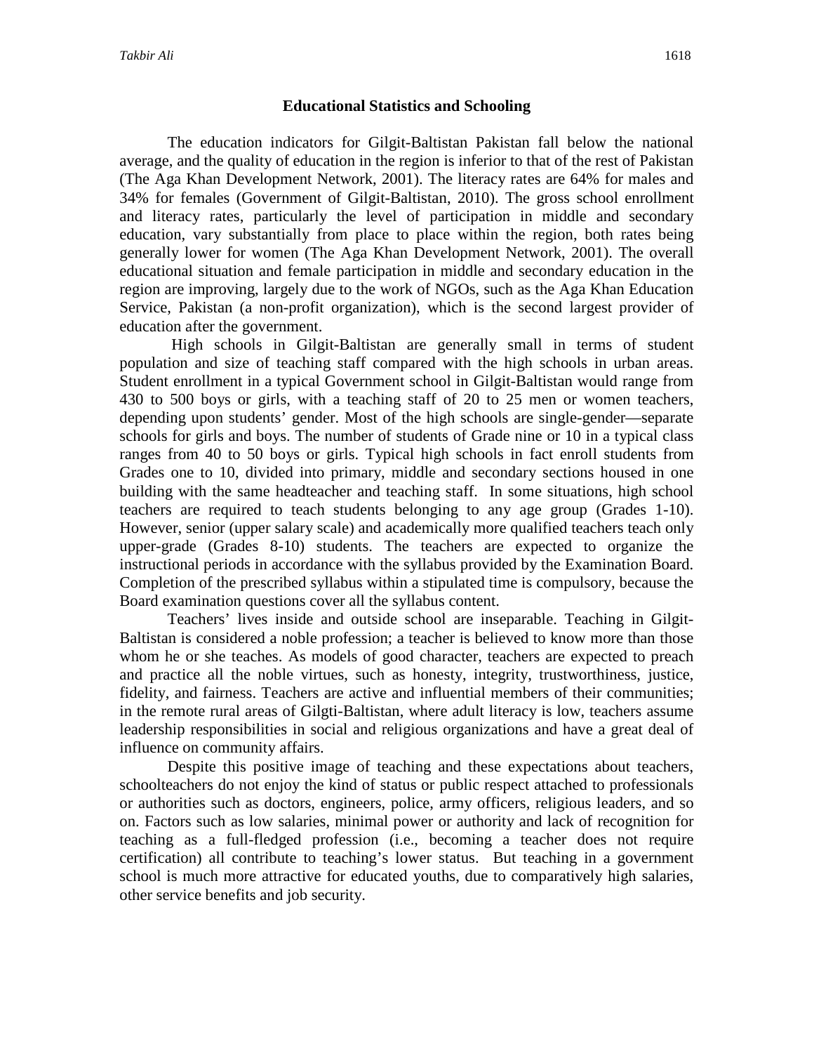## Educational Statistics and Schooling

The education indicators for Gilgit-Baltistan Pakistan fall below the national average, and the quality of education in the region is inferior to that of the rest of Pakistan (The Aga Khan Development Network, 2001). The literacy rates are 64% for males and 34% for females (Government of Gilgit-Baltistan, 2010). The gross school enrollment and literacy rates, particularly the level of participation in middle and secondary education, vary substantially from place to place within the region, both rates being generally lower for women (The Aga Khan Development Network, 2001). The overall educational situation and female participation in middle and secondary education in the region are improving, largely due to the work of NGOs, such as the Aga Khan Education Service, Pakistan (a non-profit organization), which is the second largest provider of education after the government.

High schools in Gilgit-Baltistan are generally small in terms of student population and size of teaching staff compared with the high schools in urban areas. Student enrollment in a typical Government school in Gilgit-Baltistan would range from 430 to 500 boys or girls, with a teaching staff of 20 to 25 men or women teachers, depending upon students' gender. Most of the high schools are single-gender—separate schools for girls and boys. The number of students of Grade nine or 10 in a typical class ranges from 40 to 50 boys or girls. Typical high schools in fact enroll students from Grades one to 10, divided into primary, middle and secondary sections housed in one building with the same headteacher and teaching staff. In some situations, high school teachers are required to teach students belonging to any age group (Grades 1-10). However, senior (upper salary scale) and academically more qualified teachers teach only upper-grade (Grades 8-10) students. The teachers are expected to organize the instructional periods in accordance with the syllabus provided by the Examination Board. Completion of the prescribed syllabus within a stipulated time is compulsory, because the Board examination questions cover all the syllabus content.

Teachers' lives inside and outside school are inseparable. Teaching in Gilgit-Baltistan is considered a noble profession; a teacher is believed to know more than those whom he or she teaches. As models of good character, teachers are expected to preach and practice all the noble virtues, such as honesty, integrity, trustworthiness, justice, fidelity, and fairness. Teachers are active and influential members of their communities; in the remote rural areas of Gilgti-Baltistan, where adult literacy is low, teachers assume leadership responsibilities in social and religious organizations and have a great deal of influence on community affairs.

Despite this positive image of teaching and these expectations about teachers, schoolteachers do not enjoy the kind of status or public respect attached to professionals or authorities such as doctors, engineers, police, army officers, religious leaders, and so on. Factors such as low salaries, minimal power or authority and lack of recognition for teaching as a full-fledged profession (i.e., becoming a teacher does not require certification) all contribute to teaching's lower status. But teaching in a government school is much more attractive for educated youths, due to comparatively high salaries, other service benefits and job security.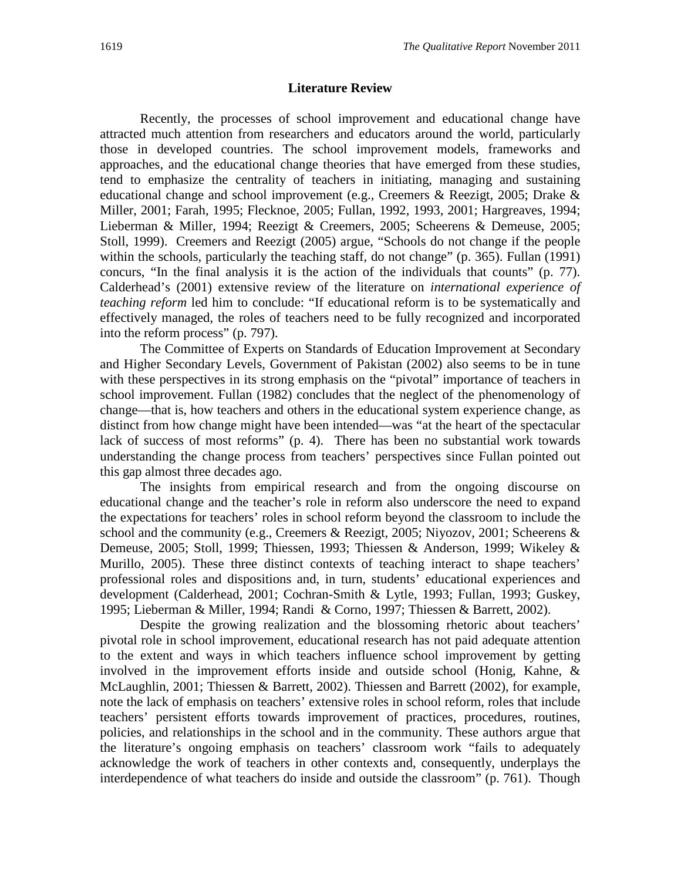## Literature Review

Recently, the processes of school improvement and educational change have attracted much attention from researchers and educators around the world, particularly those in developed countries. The school improvement models, frameworks and approaches, and the educational change theories that have emerged from these studies, tend to emphasize the centrality of teachers in initiating, managing and sustaining educational change and school improvement (e.g., Creemers & Reezigt, 2005; Drake & Miller, 2001; Farah, 1995; Flecknoe, 2005; Fullan, 1992, 1993, 2001; Hargreaves, 1994; Lieberman & Miller, 1994; Reezigt & Creemers, 2005; Scheerens & Demeuse, 2005; Stoll, 1999). Creemers and Reezigt (2005) argue, "Schools do not change if the people within the schools, particularly the teaching staff, do not change" (p. 365). Fullan (1991) concurs, "In the final analysis it is the action of the individuals that counts" (p. 77). Calderhead's (2001) extensive review of the literature on *international experience of teaching reform* led him to conclude: "If educational reform is to be systematically and effectively managed, the roles of teachers need to be fully recognized and incorporated into the reform process" (p. 797).

The Committee of Experts on Standards of Education Improvement at Secondary and Higher Secondary Levels, Government of Pakistan (2002) also seems to be in tune with these perspectives in its strong emphasis on the "pivotal" importance of teachers in school improvement. Fullan (1982) concludes that the neglect of the phenomenology of change—that is, how teachers and others in the educational system experience change, as distinct from how change might have been intended—was "at the heart of the spectacular lack of success of most reforms" (p. 4). There has been no substantial work towards understanding the change process from teachers' perspectives since Fullan pointed out this gap almost three decades ago.

The insights from empirical research and from the ongoing discourse on educational change and the teacher's role in reform also underscore the need to expand the expectations for teachers' roles in school reform beyond the classroom to include the school and the community (e.g., Creemers & Reezigt, 2005; Niyozov, 2001; Scheerens & Demeuse, 2005; Stoll, 1999; Thiessen, 1993; Thiessen & Anderson, 1999; Wikeley & Murillo, 2005). These three distinct contexts of teaching interact to shape teachers' professional roles and dispositions and, in turn, students' educational experiences and development (Calderhead, 2001; Cochran-Smith & Lytle, 1993; Fullan, 1993; Guskey, 1995; Lieberman & Miller, 1994; Randi & Corno, 1997; Thiessen & Barrett, 2002).

Despite the growing realization and the blossoming rhetoric about teachers' pivotal role in school improvement, educational research has not paid adequate attention to the extent and ways in which teachers influence school improvement by getting involved in the improvement efforts inside and outside school (Honig, Kahne, & McLaughlin, 2001; Thiessen & Barrett, 2002). Thiessen and Barrett (2002), for example, note the lack of emphasis on teachers' extensive roles in school reform, roles that include teachers' persistent efforts towards improvement of practices, procedures, routines, policies, and relationships in the school and in the community. These authors argue that the literature's ongoing emphasis on teachers' classroom work "fails to adequately acknowledge the work of teachers in other contexts and, consequently, underplays the interdependence of what teachers do inside and outside the classroom" (p. 761). Though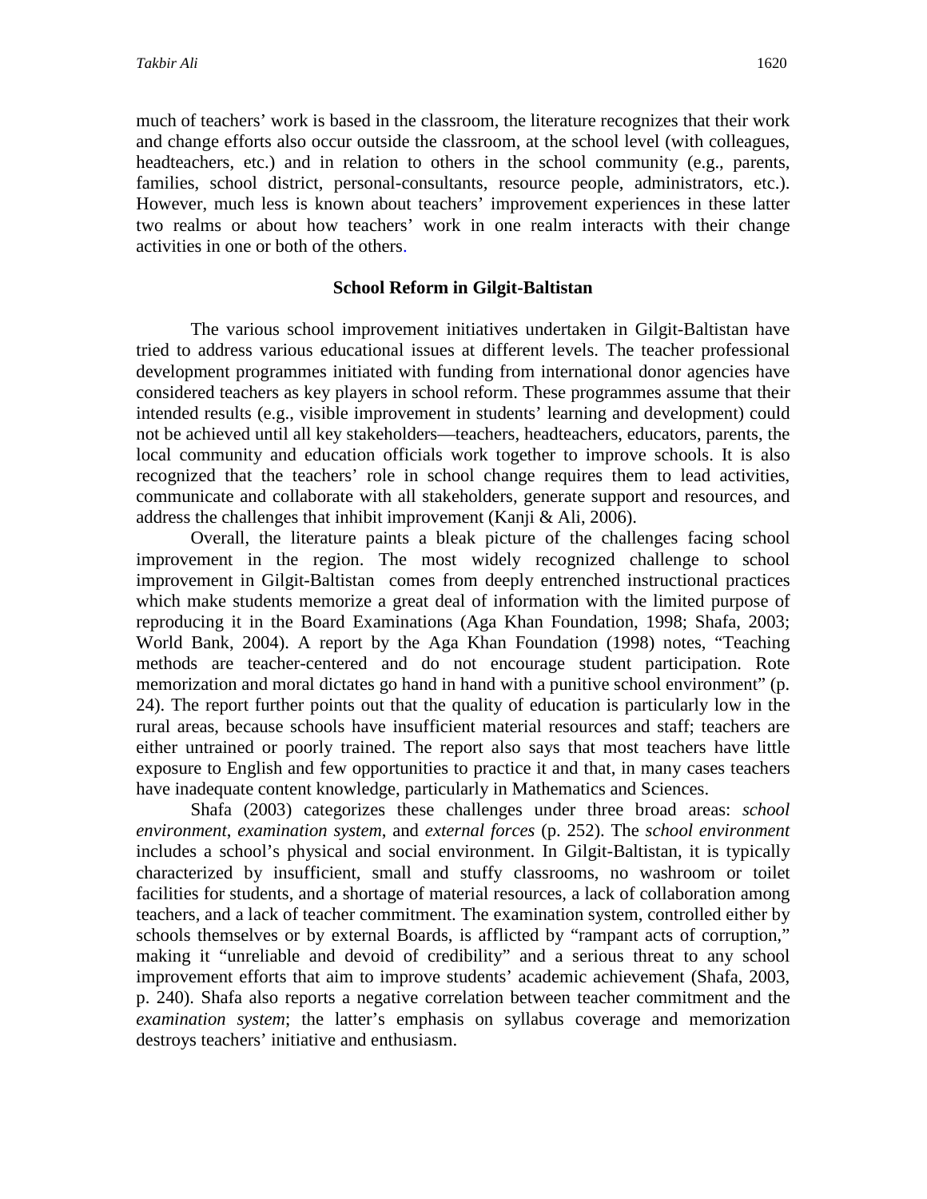much of teachers' work is based in the classroom, the literature recognizes that their work and change efforts also occur outside the classroom, at the school level (with colleagues, headteachers, etc.) and in relation to others in the school community (e.g., parents, families, school district, personal-consultants, resource people, administrators, etc.). However, much less is known about teachers' improvement experiences in these latter two realms or about how teachers' work in one realm interacts with their change activities in one or both of the others.

## School Reform in Gilgit-Baltistan

The various school improvement initiatives undertaken in Gilgit-Baltistan have tried to address various educational issues at different levels. The teacher professional development programmes initiated with funding from international donor agencies have considered teachers as key players in school reform. These programmes assume that their intended results (e.g., visible improvement in students' learning and development) could not be achieved until all key stakeholders—teachers, headteachers, educators, parents, the local community and education officials work together to improve schools. It is also recognized that the teachers' role in school change requires them to lead activities, communicate and collaborate with all stakeholders, generate support and resources, and address the challenges that inhibit improvement (Kanji & Ali, 2006).

Overall, the literature paints a bleak picture of the challenges facing school improvement in the region. The most widely recognized challenge to school improvement in Gilgit-Baltistan comes from deeply entrenched instructional practices which make students memorize a great deal of information with the limited purpose of reproducing it in the Board Examinations (Aga Khan Foundation, 1998; Shafa, 2003; World Bank, 2004). A report by the Aga Khan Foundation (1998) notes, "Teaching methods are teacher-centered and do not encourage student participation. Rote memorization and moral dictates go hand in hand with a punitive school environment" (p. 24). The report further points out that the quality of education is particularly low in the rural areas, because schools have insufficient material resources and staff; teachers are either untrained or poorly trained. The report also says that most teachers have little exposure to English and few opportunities to practice it and that, in many cases teachers have inadequate content knowledge, particularly in Mathematics and Sciences.

Shafa (2003) categorizes these challenges under three broad areas: *school environment*, *examination system*, and *external forces* (p. 252). The *school environment* includes a school's physical and social environment. In Gilgit-Baltistan, it is typically characterized by insufficient, small and stuffy classrooms, no washroom or toilet facilities for students, and a shortage of material resources, a lack of collaboration among teachers, and a lack of teacher commitment. The examination system, controlled either by schools themselves or by external Boards, is afflicted by "rampant acts of corruption," making it "unreliable and devoid of credibility" and a serious threat to any school improvement efforts that aim to improve students' academic achievement (Shafa, 2003, p. 240). Shafa also reports a negative correlation between teacher commitment and the *examination system*; the latter's emphasis on syllabus coverage and memorization destroys teachers' initiative and enthusiasm.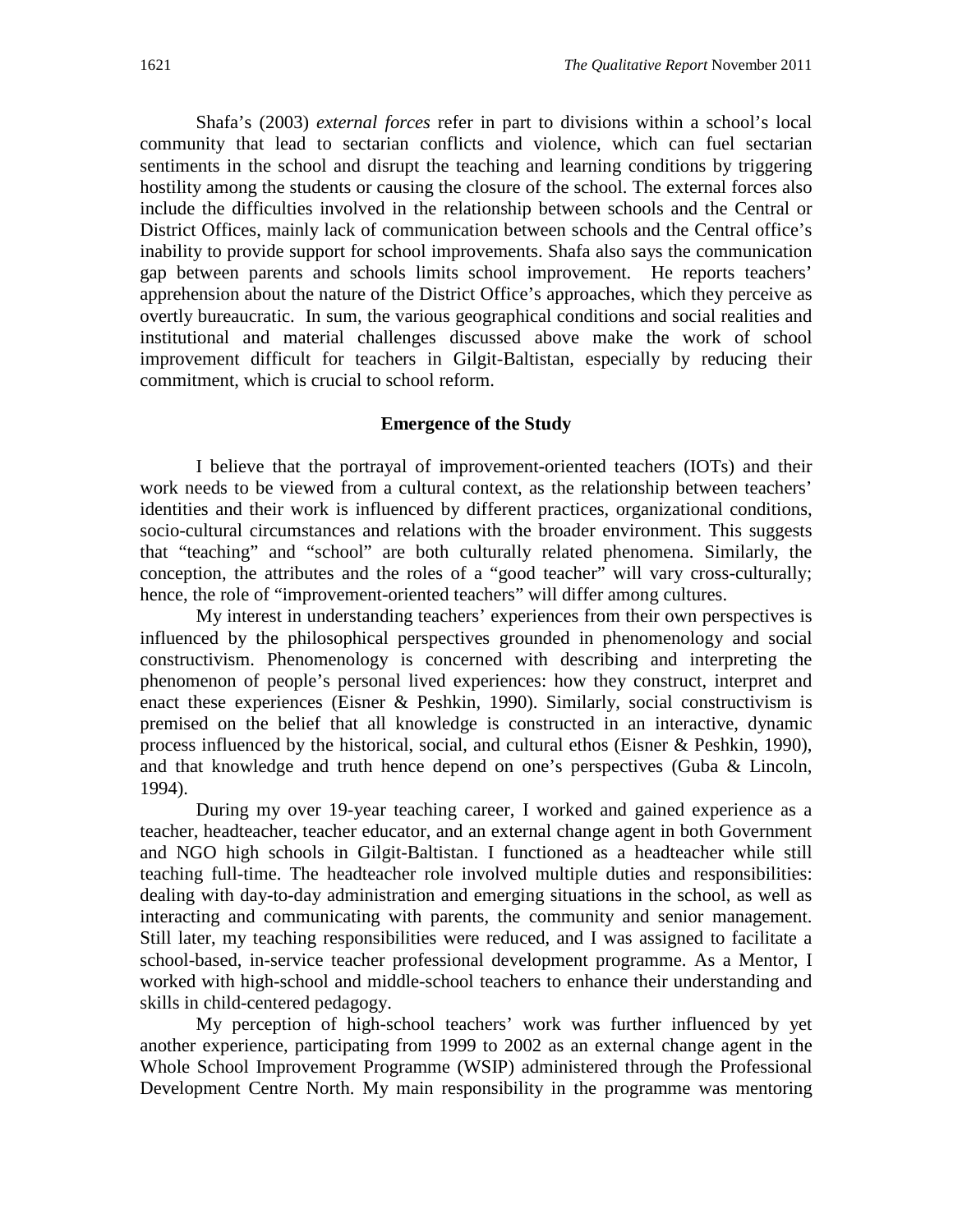Shafa's (2003) *external forces* refer in part to divisions within a school's local community that lead to sectarian conflicts and violence, which can fuel sectarian sentiments in the school and disrupt the teaching and learning conditions by triggering hostility among the students or causing the closure of the school. The external forces also include the difficulties involved in the relationship between schools and the Central or District Offices, mainly lack of communication between schools and the Central office's inability to provide support for school improvements. Shafa also says the communication gap between parents and schools limits school improvement. He reports teachers' apprehension about the nature of the District Office's approaches, which they perceive as overtly bureaucratic. In sum, the various geographical conditions and social realities and institutional and material challenges discussed above make the work of school improvement difficult for teachers in Gilgit-Baltistan, especially by reducing their commitment, which is crucial to school reform.

## Emergence of the Study

I believe that the portrayal of improvement-oriented teachers (IOTs) and their work needs to be viewed from a cultural context, as the relationship between teachers' identities and their work is influenced by different practices, organizational conditions, socio-cultural circumstances and relations with the broader environment. This suggests that "teaching" and "school" are both culturally related phenomena. Similarly, the conception, the attributes and the roles of a "good teacher" will vary cross-culturally; hence, the role of "improvement-oriented teachers" will differ among cultures.

My interest in understanding teachers' experiences from their own perspectives is influenced by the philosophical perspectives grounded in phenomenology and social constructivism. Phenomenology is concerned with describing and interpreting the phenomenon of people's personal lived experiences: how they construct, interpret and enact these experiences (Eisner & Peshkin, 1990). Similarly, social constructivism is premised on the belief that all knowledge is constructed in an interactive, dynamic process influenced by the historical, social, and cultural ethos (Eisner & Peshkin, 1990), and that knowledge and truth hence depend on one's perspectives (Guba & Lincoln, 1994).

During my over 19-year teaching career, I worked and gained experience as a teacher, headteacher, teacher educator, and an external change agent in both Government and NGO high schools in Gilgit-Baltistan. I functioned as a headteacher while still teaching full-time. The headteacher role involved multiple duties and responsibilities: dealing with day-to-day administration and emerging situations in the school, as well as interacting and communicating with parents, the community and senior management. Still later, my teaching responsibilities were reduced, and I was assigned to facilitate a school-based, in-service teacher professional development programme. As a Mentor, I worked with high-school and middle-school teachers to enhance their understanding and skills in child-centered pedagogy.

My perception of high-school teachers' work was further influenced by yet another experience, participating from 1999 to 2002 as an external change agent in the Whole School Improvement Programme (WSIP) administered through the Professional Development Centre North. My main responsibility in the programme was mentoring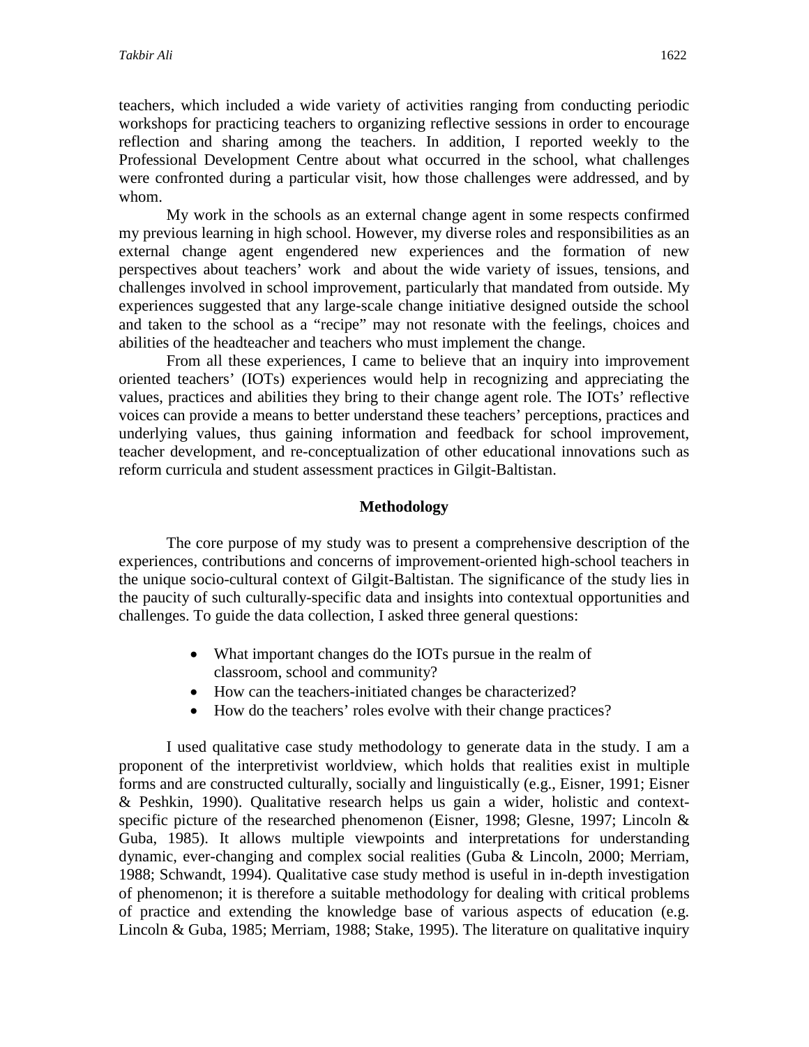teachers, which included a wide variety of activities ranging from conducting periodic workshops for practicing teachers to organizing reflective sessions in order to encourage reflection and sharing among the teachers. In addition, I reported weekly to the Professional Development Centre about what occurred in the school, what challenges were confronted during a particular visit, how those challenges were addressed, and by whom.

My work in the schools as an external change agent in some respects confirmed my previous learning in high school. However, my diverse roles and responsibilities as an external change agent engendered new experiences and the formation of new perspectives about teachers' work and about the wide variety of issues, tensions, and challenges involved in school improvement, particularly that mandated from outside. My experiences suggested that any large-scale change initiative designed outside the school and taken to the school as a "recipe" may not resonate with the feelings, choices and abilities of the headteacher and teachers who must implement the change.

From all these experiences, I came to believe that an inquiry into improvement oriented teachers' (IOTs) experiences would help in recognizing and appreciating the values, practices and abilities they bring to their change agent role. The IOTs' reflective voices can provide a means to better understand these teachers' perceptions, practices and underlying values, thus gaining information and feedback for school improvement, teacher development, and re-conceptualization of other educational innovations such as reform curricula and student assessment practices in Gilgit-Baltistan.

## Methodology

The core purpose of my study was to present a comprehensive description of the experiences, contributions and concerns of improvement-oriented high-school teachers in the unique socio-cultural context of Gilgit-Baltistan. The significance of the study lies in the paucity of such culturally-specific data and insights into contextual opportunities and challenges. To guide the data collection, I asked three general questions:

- What important changes do the IOTs pursue in the realm of classroom, school and community?
- How can the teachers-initiated changes be characterized?
- How do the teachers' roles evolve with their change practices?

I used qualitative case study methodology to generate data in the study. I am a proponent of the interpretivist worldview, which holds that realities exist in multiple forms and are constructed culturally, socially and linguistically (e.g., Eisner, 1991; Eisner & Peshkin, 1990). Qualitative research helps us gain a wider, holistic and context-specific picture of the researched phenomenon (Eisner, 1998; Glesne, 1997; Lincoln & Guba, 1985). It allows multiple viewpoints and interpretations for understanding dynamic, ever-changing and complex social realities (Guba & Lincoln, 2000; Merriam, 1988; Schwandt, 1994). Qualitative case study method is useful in in-depth investigation of phenomenon; it is therefore a suitable methodology for dealing with critical problems of practice and extending the knowledge base of various aspects of education (e.g. Lincoln & Guba, 1985; Merriam, 1988; Stake, 1995). The literature on qualitative inquiry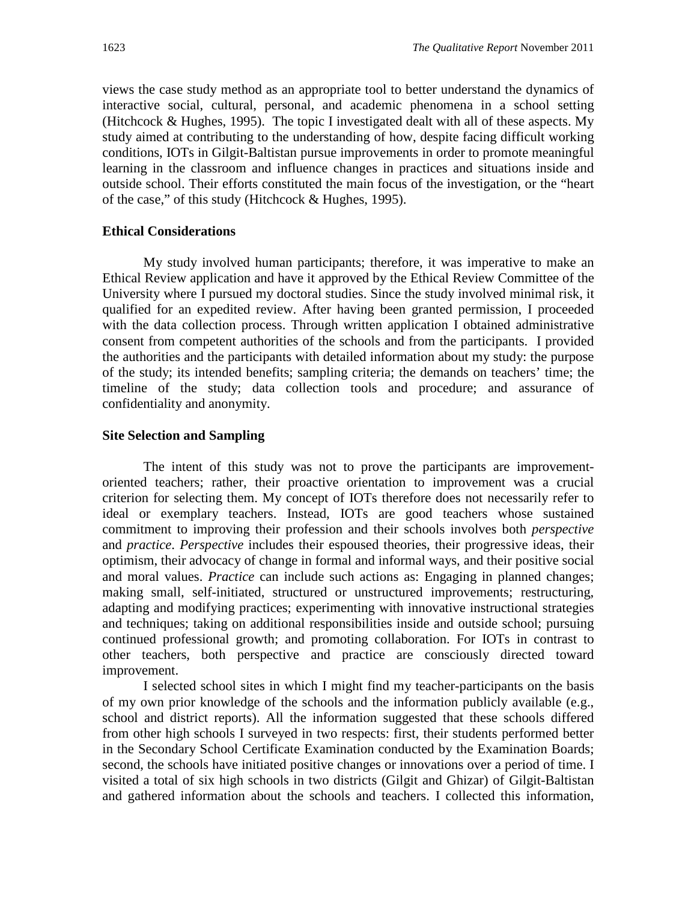views the case study method as an appropriate tool to better understand the dynamics of interactive social, cultural, personal, and academic phenomena in a school setting (Hitchcock & Hughes, 1995). The topic I investigated dealt with all of these aspects. My study aimed at contributing to the understanding of how, despite facing difficult working conditions, IOTs in Gilgit-Baltistan pursue improvements in order to promote meaningful learning in the classroom and influence changes in practices and situations inside and outside school. Their efforts constituted the main focus of the investigation, or the "heart of the case," of this study (Hitchcock & Hughes, 1995).

### Ethical Considerations

My study involved human participants; therefore, it was imperative to make an Ethical Review application and have it approved by the Ethical Review Committee of the University where I pursued my doctoral studies. Since the study involved minimal risk, it qualified for an expedited review. After having been granted permission, I proceeded with the data collection process. Through written application I obtained administrative consent from competent authorities of the schools and from the participants. I provided the authorities and the participants with detailed information about my study: the purpose of the study; its intended benefits; sampling criteria; the demands on teachers' time; the timeline of the study; data collection tools and procedure; and assurance of confidentiality and anonymity.

### Site Selection and Sampling

The intent of this study was not to prove the participants are improvement-oriented teachers; rather, their proactive orientation to improvement was a crucial criterion for selecting them. My concept of IOTs therefore does not necessarily refer to ideal or exemplary teachers. Instead, IOTs are good teachers whose sustained commitment to improving their profession and their schools involves both *perspective* and *practice*. *Perspective* includes their espoused theories, their progressive ideas, their optimism, their advocacy of change in formal and informal ways, and their positive social and moral values. *Practice* can include such actions as: Engaging in planned changes; making small, self-initiated, structured or unstructured improvements; restructuring, adapting and modifying practices; experimenting with innovative instructional strategies and techniques; taking on additional responsibilities inside and outside school; pursuing continued professional growth; and promoting collaboration. For IOTs in contrast to other teachers, both perspective and practice are consciously directed toward improvement.

I selected school sites in which I might find my teacher-participants on the basis of my own prior knowledge of the schools and the information publicly available (e.g., school and district reports). All the information suggested that these schools differed from other high schools I surveyed in two respects: first, their students performed better in the Secondary School Certificate Examination conducted by the Examination Boards; second, the schools have initiated positive changes or innovations over a period of time. I visited a total of six high schools in two districts (Gilgit and Ghizar) of Gilgit-Baltistan and gathered information about the schools and teachers. I collected this information,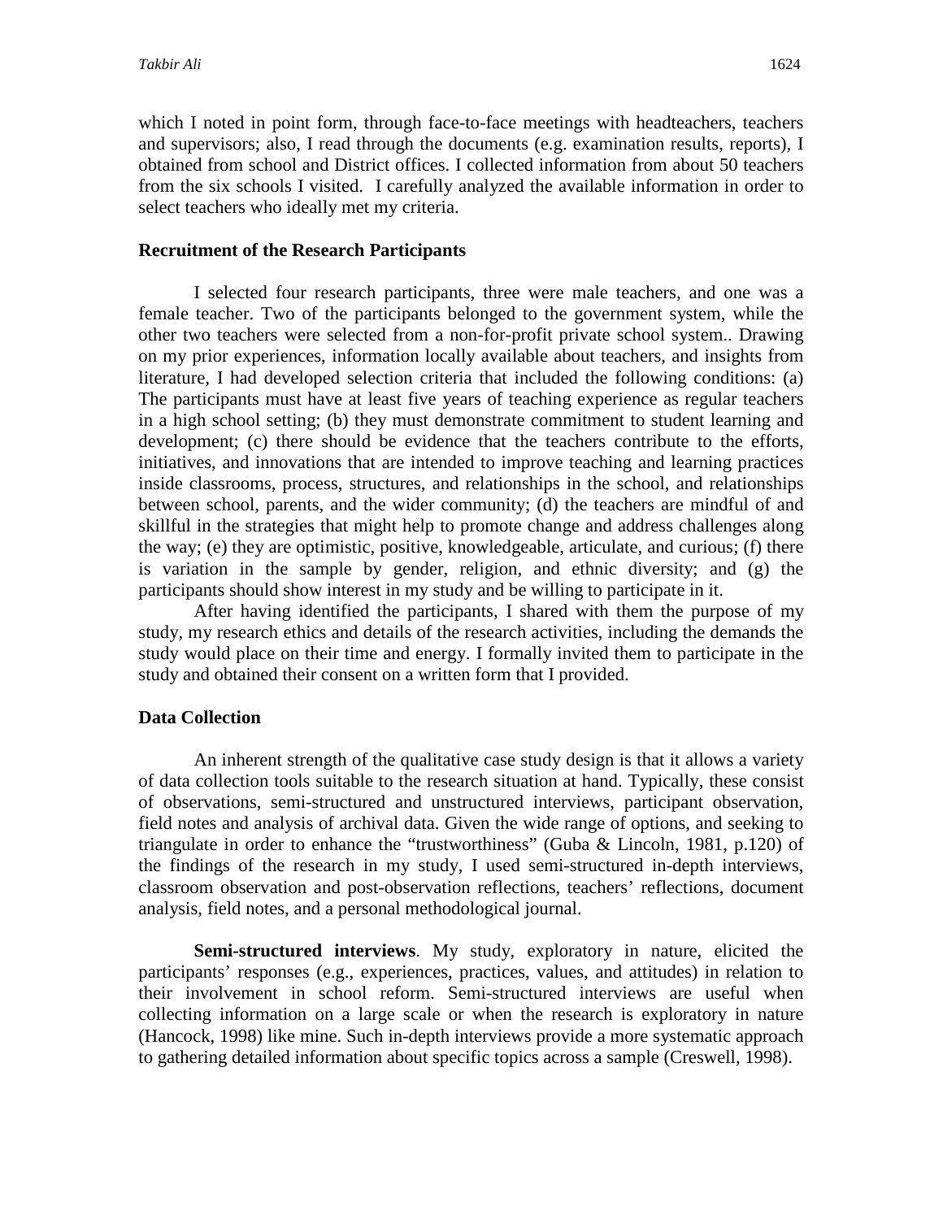which I noted in point form, through face-to-face meetings with headteachers, teachers and supervisors; also, I read through the documents (e.g. examination results, reports), I obtained from school and District offices. I collected information from about 50 teachers from the six schools I visited. I carefully analyzed the available information in order to select teachers who ideally met my criteria.

### Recruitment of the Research Participants

I selected four research participants, three were male teachers, and one was a female teacher. Two of the participants belonged to the government system, while the other two teachers were selected from a non-for-profit private school system.. Drawing on my prior experiences, information locally available about teachers, and insights from literature, I had developed selection criteria that included the following conditions: (a) The participants must have at least five years of teaching experience as regular teachers in a high school setting; (b) they must demonstrate commitment to student learning and development; (c) there should be evidence that the teachers contribute to the efforts, initiatives, and innovations that are intended to improve teaching and learning practices inside classrooms, process, structures, and relationships in the school, and relationships between school, parents, and the wider community; (d) the teachers are mindful of and skillful in the strategies that might help to promote change and address challenges along the way; (e) they are optimistic, positive, knowledgeable, articulate, and curious; (f) there is variation in the sample by gender, religion, and ethnic diversity; and (g) the participants should show interest in my study and be willing to participate in it.

After having identified the participants, I shared with them the purpose of my study, my research ethics and details of the research activities, including the demands the study would place on their time and energy. I formally invited them to participate in the study and obtained their consent on a written form that I provided.

### Data Collection

An inherent strength of the qualitative case study design is that it allows a variety of data collection tools suitable to the research situation at hand. Typically, these consist of observations, semi-structured and unstructured interviews, participant observation, field notes and analysis of archival data. Given the wide range of options, and seeking to triangulate in order to enhance the "trustworthiness" (Guba & Lincoln, 1981, p.120) of the findings of the research in my study, I used semi-structured in-depth interviews, classroom observation and post-observation reflections, teachers' reflections, document analysis, field notes, and a personal methodological journal.

**Semi-structured interviews**. My study, exploratory in nature, elicited the participants' responses (e.g., experiences, practices, values, and attitudes) in relation to their involvement in school reform. Semi-structured interviews are useful when collecting information on a large scale or when the research is exploratory in nature (Hancock, 1998) like mine. Such in-depth interviews provide a more systematic approach to gathering detailed information about specific topics across a sample (Creswell, 1998).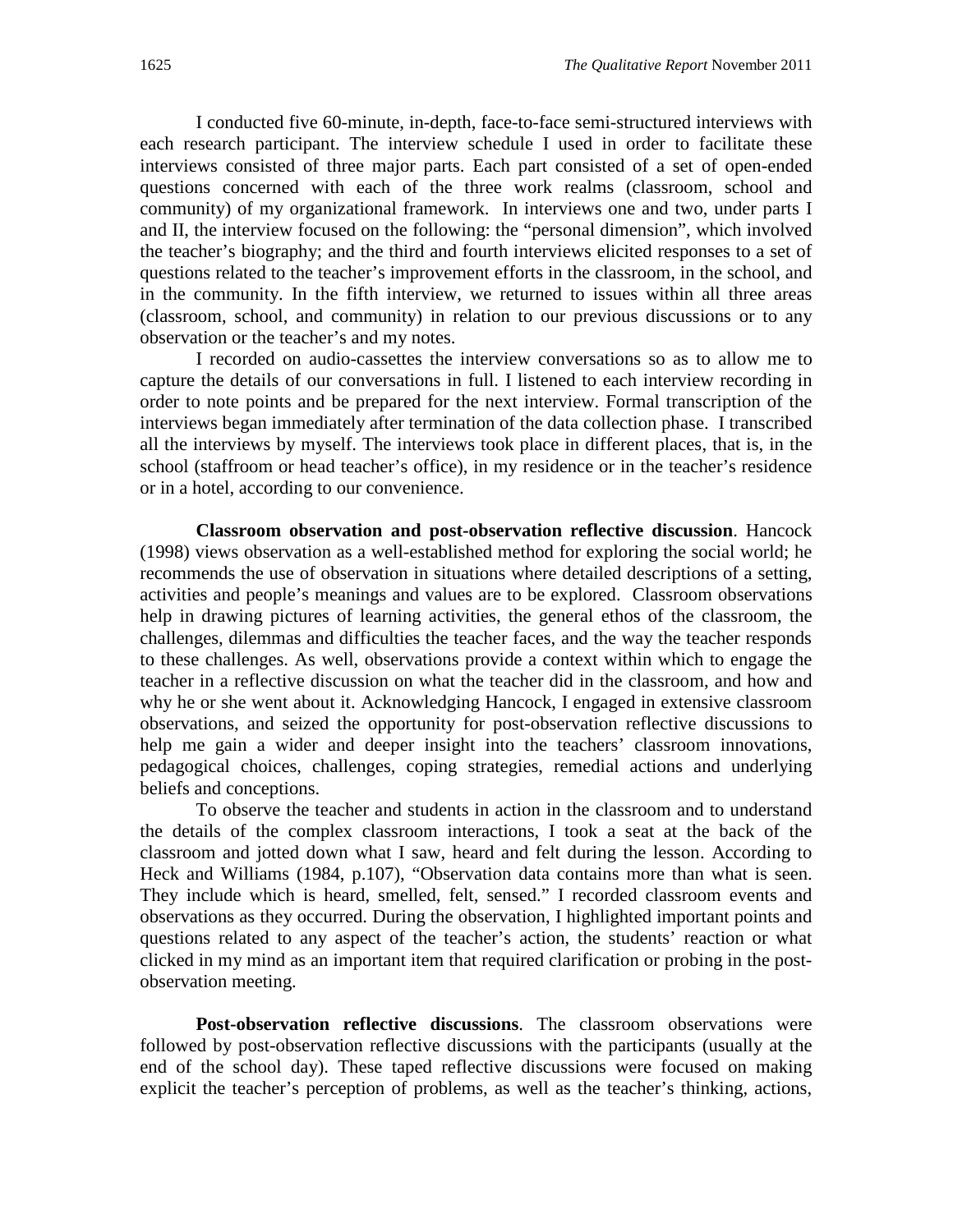I conducted five 60-minute, in-depth, face-to-face semi-structured interviews with each research participant. The interview schedule I used in order to facilitate these interviews consisted of three major parts. Each part consisted of a set of open-ended questions concerned with each of the three work realms (classroom, school and community) of my organizational framework. In interviews one and two, under parts I and II, the interview focused on the following: the "personal dimension", which involved the teacher's biography; and the third and fourth interviews elicited responses to a set of questions related to the teacher's improvement efforts in the classroom, in the school, and in the community. In the fifth interview, we returned to issues within all three areas (classroom, school, and community) in relation to our previous discussions or to any observation or the teacher's and my notes.

I recorded on audio-cassettes the interview conversations so as to allow me to capture the details of our conversations in full. I listened to each interview recording in order to note points and be prepared for the next interview. Formal transcription of the interviews began immediately after termination of the data collection phase. I transcribed all the interviews by myself. The interviews took place in different places, that is, in the school (staffroom or head teacher's office), in my residence or in the teacher's residence or in a hotel, according to our convenience.

**Classroom observation and post-observation reflective discussion**. Hancock (1998) views observation as a well-established method for exploring the social world; he recommends the use of observation in situations where detailed descriptions of a setting, activities and people's meanings and values are to be explored. Classroom observations help in drawing pictures of learning activities, the general ethos of the classroom, the challenges, dilemmas and difficulties the teacher faces, and the way the teacher responds to these challenges. As well, observations provide a context within which to engage the teacher in a reflective discussion on what the teacher did in the classroom, and how and why he or she went about it. Acknowledging Hancock, I engaged in extensive classroom observations, and seized the opportunity for post-observation reflective discussions to help me gain a wider and deeper insight into the teachers' classroom innovations, pedagogical choices, challenges, coping strategies, remedial actions and underlying beliefs and conceptions.

To observe the teacher and students in action in the classroom and to understand the details of the complex classroom interactions, I took a seat at the back of the classroom and jotted down what I saw, heard and felt during the lesson. According to Heck and Williams (1984, p.107), "Observation data contains more than what is seen. They include which is heard, smelled, felt, sensed." I recorded classroom events and observations as they occurred. During the observation, I highlighted important points and questions related to any aspect of the teacher's action, the students' reaction or what clicked in my mind as an important item that required clarification or probing in the post-observation meeting.

**Post-observation reflective discussions**. The classroom observations were followed by post-observation reflective discussions with the participants (usually at the end of the school day). These taped reflective discussions were focused on making explicit the teacher's perception of problems, as well as the teacher's thinking, actions,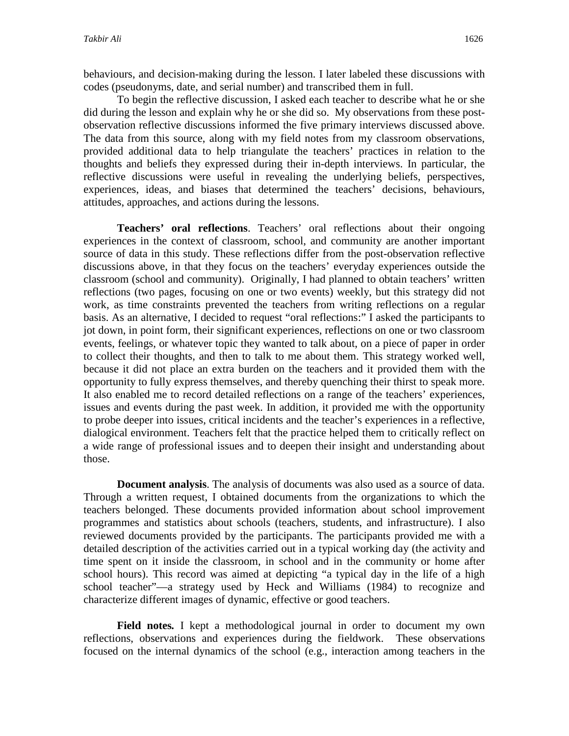behaviours, and decision-making during the lesson. I later labeled these discussions with codes (pseudonyms, date, and serial number) and transcribed them in full.

To begin the reflective discussion, I asked each teacher to describe what he or she did during the lesson and explain why he or she did so. My observations from these post-observation reflective discussions informed the five primary interviews discussed above. The data from this source, along with my field notes from my classroom observations, provided additional data to help triangulate the teachers' practices in relation to the thoughts and beliefs they expressed during their in-depth interviews. In particular, the reflective discussions were useful in revealing the underlying beliefs, perspectives, experiences, ideas, and biases that determined the teachers' decisions, behaviours, attitudes, approaches, and actions during the lessons.

**Teachers' oral reflections**. Teachers' oral reflections about their ongoing experiences in the context of classroom, school, and community are another important source of data in this study. These reflections differ from the post-observation reflective discussions above, in that they focus on the teachers' everyday experiences outside the classroom (school and community). Originally, I had planned to obtain teachers' written reflections (two pages, focusing on one or two events) weekly, but this strategy did not work, as time constraints prevented the teachers from writing reflections on a regular basis. As an alternative, I decided to request "oral reflections:" I asked the participants to jot down, in point form, their significant experiences, reflections on one or two classroom events, feelings, or whatever topic they wanted to talk about, on a piece of paper in order to collect their thoughts, and then to talk to me about them. This strategy worked well, because it did not place an extra burden on the teachers and it provided them with the opportunity to fully express themselves, and thereby quenching their thirst to speak more. It also enabled me to record detailed reflections on a range of the teachers' experiences, issues and events during the past week. In addition, it provided me with the opportunity to probe deeper into issues, critical incidents and the teacher's experiences in a reflective, dialogical environment. Teachers felt that the practice helped them to critically reflect on a wide range of professional issues and to deepen their insight and understanding about those.

**Document analysis**. The analysis of documents was also used as a source of data. Through a written request, I obtained documents from the organizations to which the teachers belonged. These documents provided information about school improvement programmes and statistics about schools (teachers, students, and infrastructure). I also reviewed documents provided by the participants. The participants provided me with a detailed description of the activities carried out in a typical working day (the activity and time spent on it inside the classroom, in school and in the community or home after school hours). This record was aimed at depicting "a typical day in the life of a high school teacher"—a strategy used by Heck and Williams (1984) to recognize and characterize different images of dynamic, effective or good teachers.

**Field notes.** I kept a methodological journal in order to document my own reflections, observations and experiences during the fieldwork. These observations focused on the internal dynamics of the school (e.g., interaction among teachers in the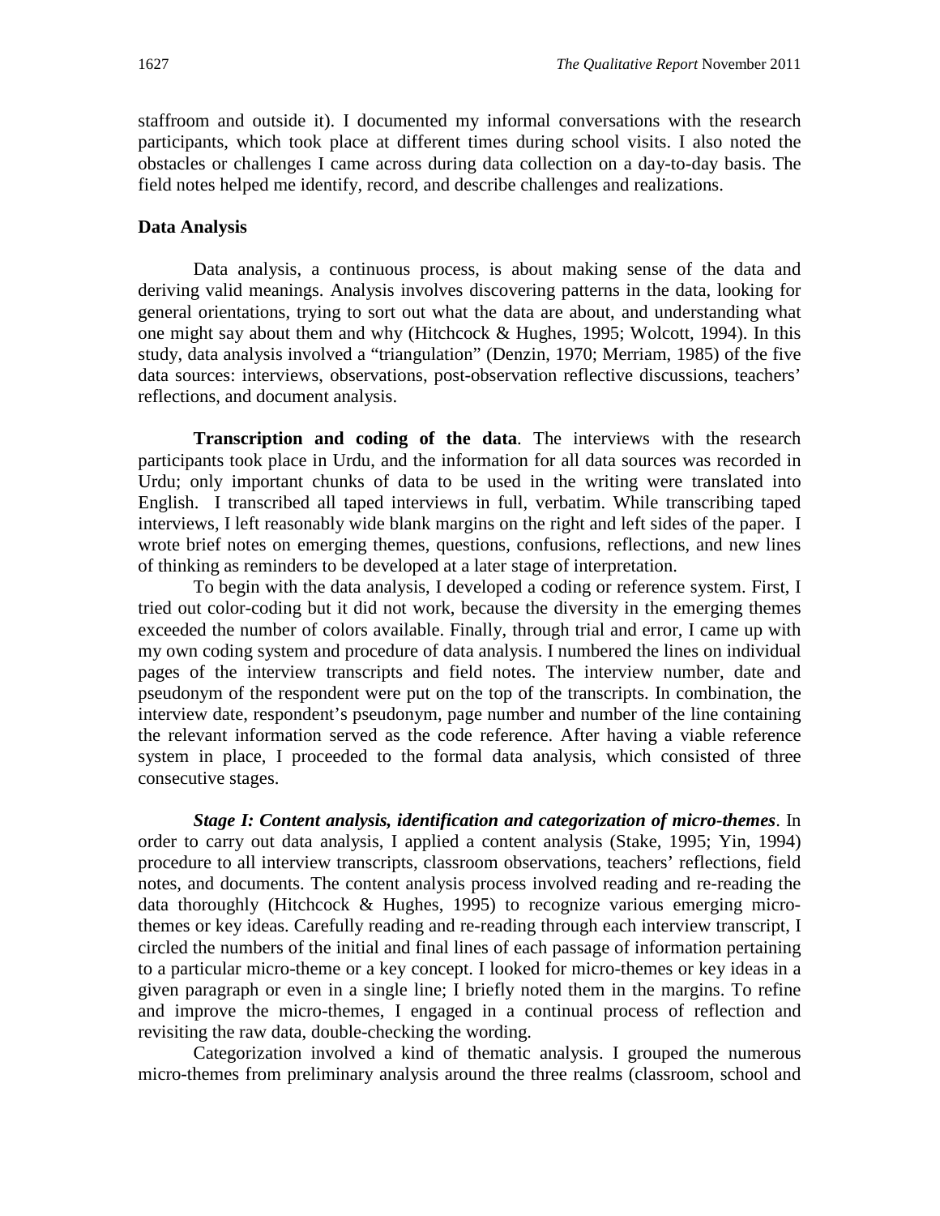staffroom and outside it). I documented my informal conversations with the research participants, which took place at different times during school visits. I also noted the obstacles or challenges I came across during data collection on a day-to-day basis. The field notes helped me identify, record, and describe challenges and realizations.

**Data Analysis**

Data analysis, a continuous process, is about making sense of the data and deriving valid meanings. Analysis involves discovering patterns in the data, looking for general orientations, trying to sort out what the data are about, and understanding what one might say about them and why (Hitchcock & Hughes, 1995; Wolcott, 1994). In this study, data analysis involved a "triangulation" (Denzin, 1970; Merriam, 1985) of the five data sources: interviews, observations, post-observation reflective discussions, teachers' reflections, and document analysis.

**Transcription and coding of the data**. The interviews with the research participants took place in Urdu, and the information for all data sources was recorded in Urdu; only important chunks of data to be used in the writing were translated into English. I transcribed all taped interviews in full, verbatim. While transcribing taped interviews, I left reasonably wide blank margins on the right and left sides of the paper. I wrote brief notes on emerging themes, questions, confusions, reflections, and new lines of thinking as reminders to be developed at a later stage of interpretation.

To begin with the data analysis, I developed a coding or reference system. First, I tried out color-coding but it did not work, because the diversity in the emerging themes exceeded the number of colors available. Finally, through trial and error, I came up with my own coding system and procedure of data analysis. I numbered the lines on individual pages of the interview transcripts and field notes. The interview number, date and pseudonym of the respondent were put on the top of the transcripts. In combination, the interview date, respondent's pseudonym, page number and number of the line containing the relevant information served as the code reference. After having a viable reference system in place, I proceeded to the formal data analysis, which consisted of three consecutive stages.

***Stage I: Content analysis, identification and categorization of micro-themes***. In order to carry out data analysis, I applied a content analysis (Stake, 1995; Yin, 1994) procedure to all interview transcripts, classroom observations, teachers' reflections, field notes, and documents. The content analysis process involved reading and re-reading the data thoroughly (Hitchcock & Hughes, 1995) to recognize various emerging micro-themes or key ideas. Carefully reading and re-reading through each interview transcript, I circled the numbers of the initial and final lines of each passage of information pertaining to a particular micro-theme or a key concept. I looked for micro-themes or key ideas in a given paragraph or even in a single line; I briefly noted them in the margins. To refine and improve the micro-themes, I engaged in a continual process of reflection and revisiting the raw data, double-checking the wording.

Categorization involved a kind of thematic analysis. I grouped the numerous micro-themes from preliminary analysis around the three realms (classroom, school and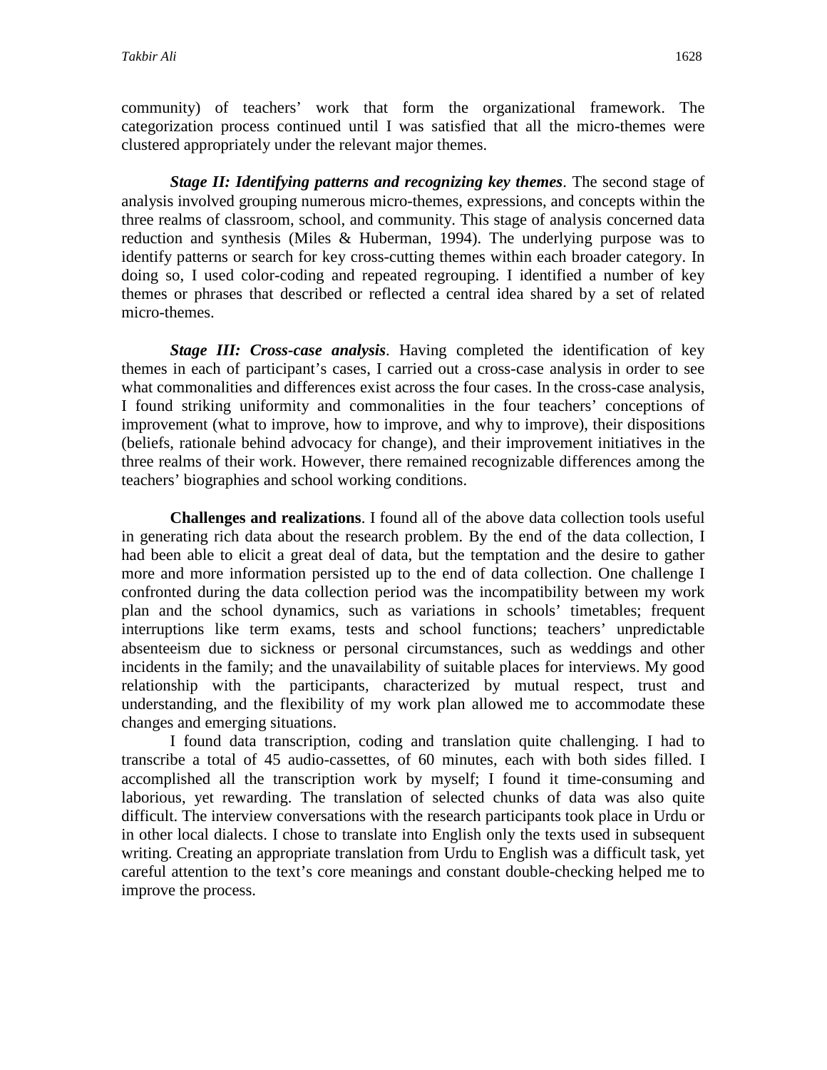community) of teachers' work that form the organizational framework. The categorization process continued until I was satisfied that all the micro-themes were clustered appropriately under the relevant major themes.

***Stage II: Identifying patterns and recognizing key themes***. The second stage of analysis involved grouping numerous micro-themes, expressions, and concepts within the three realms of classroom, school, and community. This stage of analysis concerned data reduction and synthesis (Miles & Huberman, 1994). The underlying purpose was to identify patterns or search for key cross-cutting themes within each broader category. In doing so, I used color-coding and repeated regrouping. I identified a number of key themes or phrases that described or reflected a central idea shared by a set of related micro-themes.

***Stage III: Cross-case analysis***. Having completed the identification of key themes in each of participant's cases, I carried out a cross-case analysis in order to see what commonalities and differences exist across the four cases. In the cross-case analysis, I found striking uniformity and commonalities in the four teachers' conceptions of improvement (what to improve, how to improve, and why to improve), their dispositions (beliefs, rationale behind advocacy for change), and their improvement initiatives in the three realms of their work. However, there remained recognizable differences among the teachers' biographies and school working conditions.

**Challenges and realizations**. I found all of the above data collection tools useful in generating rich data about the research problem. By the end of the data collection, I had been able to elicit a great deal of data, but the temptation and the desire to gather more and more information persisted up to the end of data collection. One challenge I confronted during the data collection period was the incompatibility between my work plan and the school dynamics, such as variations in schools' timetables; frequent interruptions like term exams, tests and school functions; teachers' unpredictable absenteeism due to sickness or personal circumstances, such as weddings and other incidents in the family; and the unavailability of suitable places for interviews. My good relationship with the participants, characterized by mutual respect, trust and understanding, and the flexibility of my work plan allowed me to accommodate these changes and emerging situations.

I found data transcription, coding and translation quite challenging. I had to transcribe a total of 45 audio-cassettes, of 60 minutes, each with both sides filled. I accomplished all the transcription work by myself; I found it time-consuming and laborious, yet rewarding. The translation of selected chunks of data was also quite difficult. The interview conversations with the research participants took place in Urdu or in other local dialects. I chose to translate into English only the texts used in subsequent writing. Creating an appropriate translation from Urdu to English was a difficult task, yet careful attention to the text's core meanings and constant double-checking helped me to improve the process.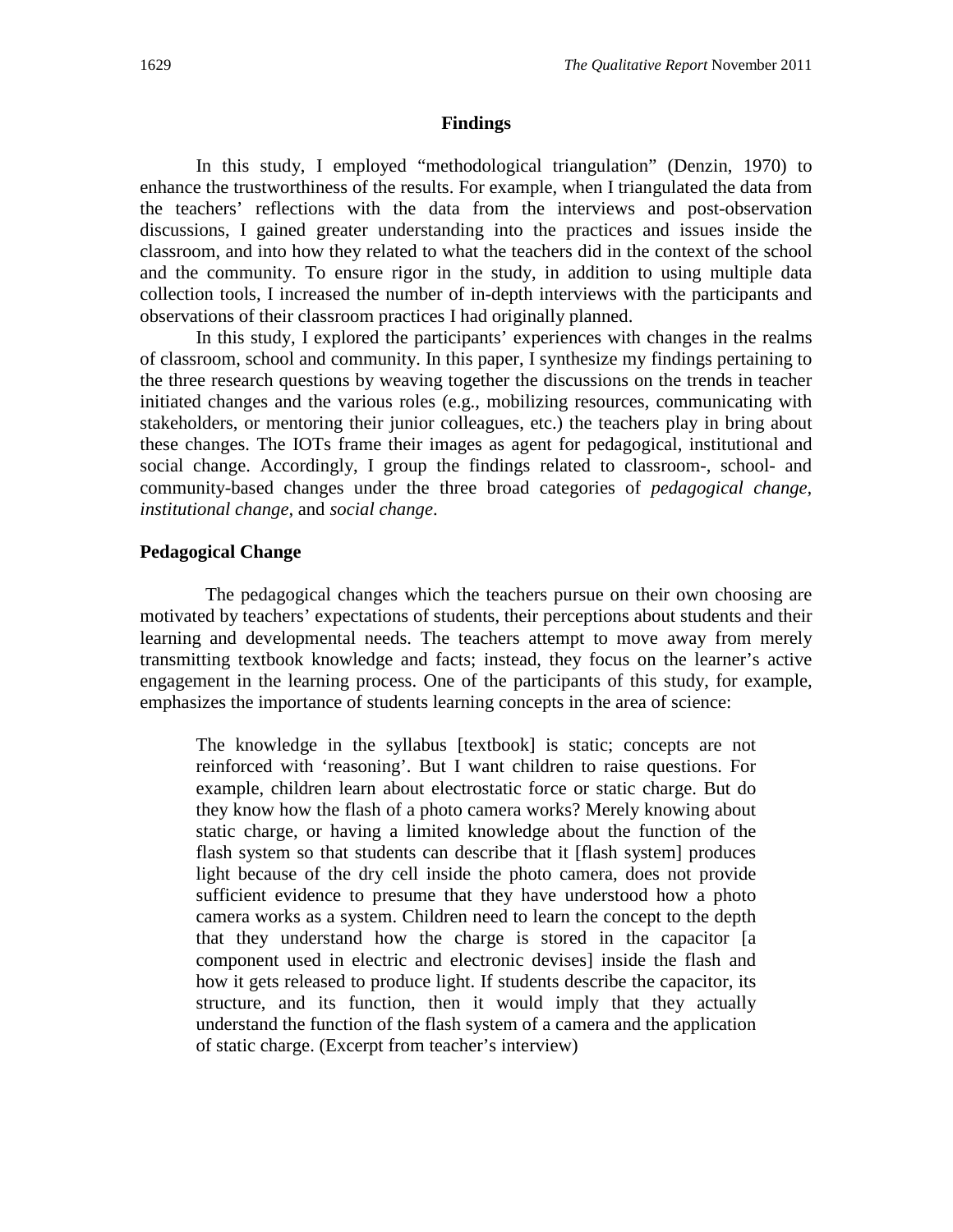## Findings

In this study, I employed "methodological triangulation" (Denzin, 1970) to enhance the trustworthiness of the results. For example, when I triangulated the data from the teachers' reflections with the data from the interviews and post-observation discussions, I gained greater understanding into the practices and issues inside the classroom, and into how they related to what the teachers did in the context of the school and the community. To ensure rigor in the study, in addition to using multiple data collection tools, I increased the number of in-depth interviews with the participants and observations of their classroom practices I had originally planned.

In this study, I explored the participants' experiences with changes in the realms of classroom, school and community. In this paper, I synthesize my findings pertaining to the three research questions by weaving together the discussions on the trends in teacher initiated changes and the various roles (e.g., mobilizing resources, communicating with stakeholders, or mentoring their junior colleagues, etc.) the teachers play in bring about these changes. The IOTs frame their images as agent for pedagogical, institutional and social change. Accordingly, I group the findings related to classroom-, school- and community-based changes under the three broad categories of *pedagogical change*, *institutional change*, and *social change*.

### Pedagogical Change

The pedagogical changes which the teachers pursue on their own choosing are motivated by teachers' expectations of students, their perceptions about students and their learning and developmental needs. The teachers attempt to move away from merely transmitting textbook knowledge and facts; instead, they focus on the learner's active engagement in the learning process. One of the participants of this study, for example, emphasizes the importance of students learning concepts in the area of science:

> The knowledge in the syllabus [textbook] is static; concepts are not reinforced with 'reasoning'. But I want children to raise questions. For example, children learn about electrostatic force or static charge. But do they know how the flash of a photo camera works? Merely knowing about static charge, or having a limited knowledge about the function of the flash system so that students can describe that it [flash system] produces light because of the dry cell inside the photo camera, does not provide sufficient evidence to presume that they have understood how a photo camera works as a system. Children need to learn the concept to the depth that they understand how the charge is stored in the capacitor [a component used in electric and electronic devises] inside the flash and how it gets released to produce light. If students describe the capacitor, its structure, and its function, then it would imply that they actually understand the function of the flash system of a camera and the application of static charge. (Excerpt from teacher's interview)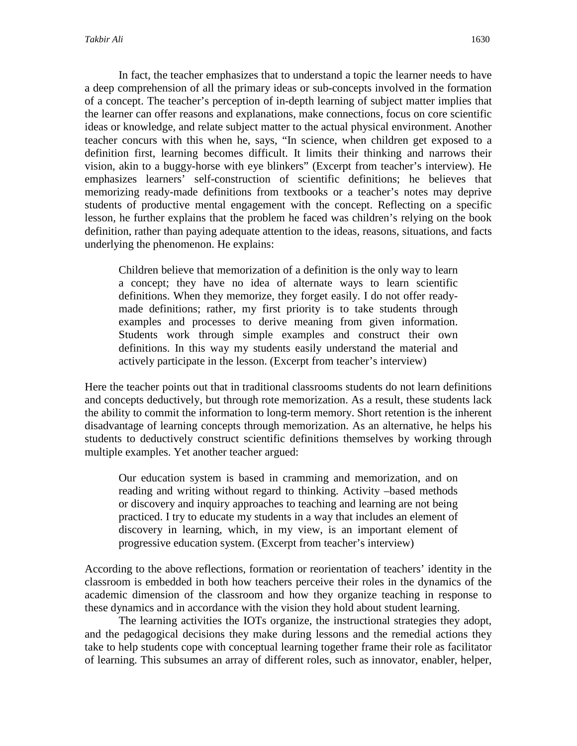In fact, the teacher emphasizes that to understand a topic the learner needs to have a deep comprehension of all the primary ideas or sub-concepts involved in the formation of a concept. The teacher's perception of in-depth learning of subject matter implies that the learner can offer reasons and explanations, make connections, focus on core scientific ideas or knowledge, and relate subject matter to the actual physical environment. Another teacher concurs with this when he, says, "In science, when children get exposed to a definition first, learning becomes difficult. It limits their thinking and narrows their vision, akin to a buggy-horse with eye blinkers" (Excerpt from teacher's interview). He emphasizes learners' self-construction of scientific definitions; he believes that memorizing ready-made definitions from textbooks or a teacher's notes may deprive students of productive mental engagement with the concept. Reflecting on a specific lesson, he further explains that the problem he faced was children's relying on the book definition, rather than paying adequate attention to the ideas, reasons, situations, and facts underlying the phenomenon. He explains:

> Children believe that memorization of a definition is the only way to learn a concept; they have no idea of alternate ways to learn scientific definitions. When they memorize, they forget easily. I do not offer ready-made definitions; rather, my first priority is to take students through examples and processes to derive meaning from given information. Students work through simple examples and construct their own definitions. In this way my students easily understand the material and actively participate in the lesson. (Excerpt from teacher's interview)

Here the teacher points out that in traditional classrooms students do not learn definitions and concepts deductively, but through rote memorization. As a result, these students lack the ability to commit the information to long-term memory. Short retention is the inherent disadvantage of learning concepts through memorization. As an alternative, he helps his students to deductively construct scientific definitions themselves by working through multiple examples. Yet another teacher argued:

> Our education system is based in cramming and memorization, and on reading and writing without regard to thinking. Activity –based methods or discovery and inquiry approaches to teaching and learning are not being practiced. I try to educate my students in a way that includes an element of discovery in learning, which, in my view, is an important element of progressive education system. (Excerpt from teacher's interview)

According to the above reflections, formation or reorientation of teachers' identity in the classroom is embedded in both how teachers perceive their roles in the dynamics of the academic dimension of the classroom and how they organize teaching in response to these dynamics and in accordance with the vision they hold about student learning.

The learning activities the IOTs organize, the instructional strategies they adopt, and the pedagogical decisions they make during lessons and the remedial actions they take to help students cope with conceptual learning together frame their role as facilitator of learning. This subsumes an array of different roles, such as innovator, enabler, helper,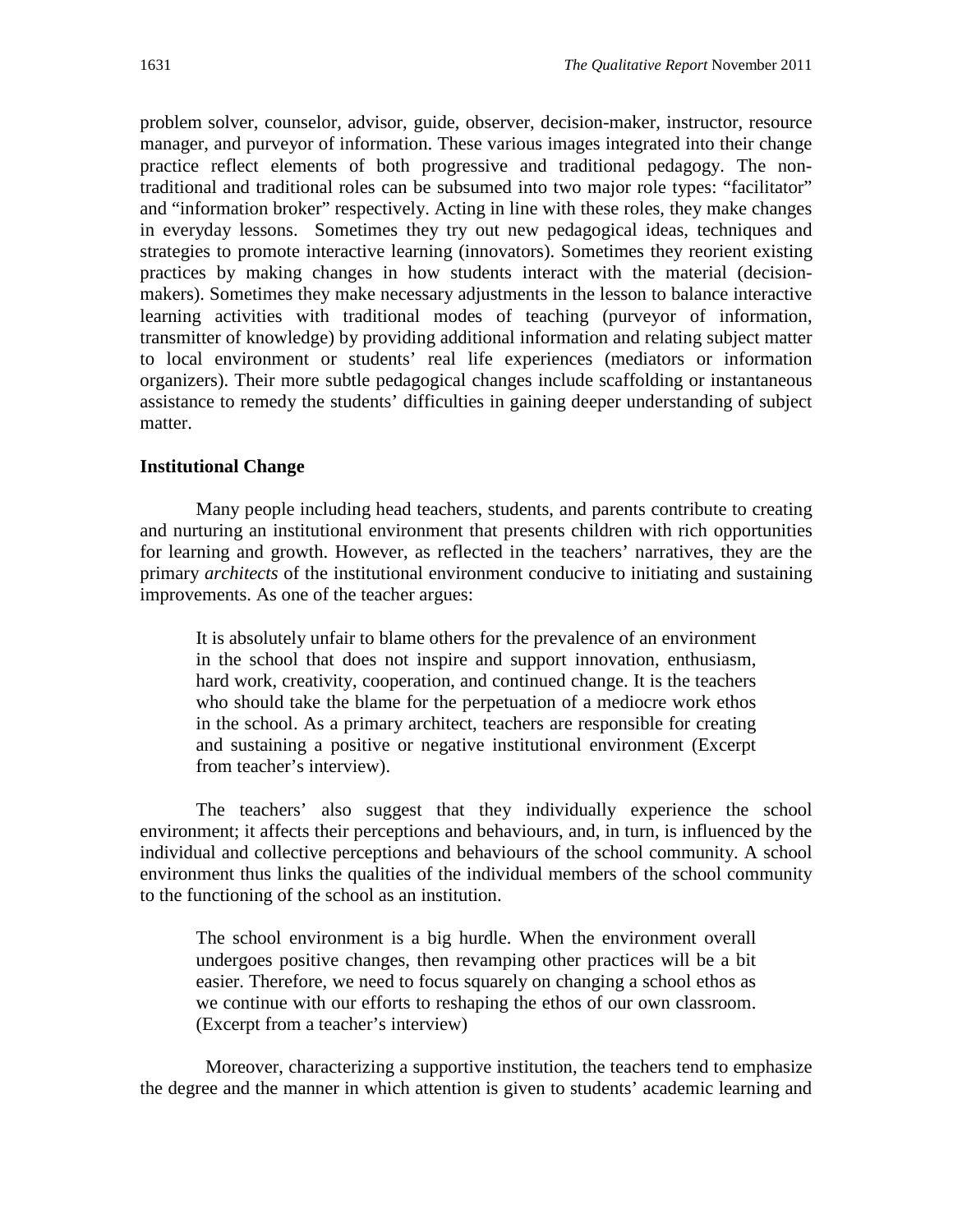problem solver, counselor, advisor, guide, observer, decision-maker, instructor, resource manager, and purveyor of information. These various images integrated into their change practice reflect elements of both progressive and traditional pedagogy. The non-traditional and traditional roles can be subsumed into two major role types: "facilitator" and "information broker" respectively. Acting in line with these roles, they make changes in everyday lessons. Sometimes they try out new pedagogical ideas, techniques and strategies to promote interactive learning (innovators). Sometimes they reorient existing practices by making changes in how students interact with the material (decision-makers). Sometimes they make necessary adjustments in the lesson to balance interactive learning activities with traditional modes of teaching (purveyor of information, transmitter of knowledge) by providing additional information and relating subject matter to local environment or students' real life experiences (mediators or information organizers). Their more subtle pedagogical changes include scaffolding or instantaneous assistance to remedy the students' difficulties in gaining deeper understanding of subject matter.

### Institutional Change

Many people including head teachers, students, and parents contribute to creating and nurturing an institutional environment that presents children with rich opportunities for learning and growth. However, as reflected in the teachers' narratives, they are the primary *architects* of the institutional environment conducive to initiating and sustaining improvements. As one of the teacher argues:

> It is absolutely unfair to blame others for the prevalence of an environment in the school that does not inspire and support innovation, enthusiasm, hard work, creativity, cooperation, and continued change. It is the teachers who should take the blame for the perpetuation of a mediocre work ethos in the school. As a primary architect, teachers are responsible for creating and sustaining a positive or negative institutional environment (Excerpt from teacher's interview).

The teachers' also suggest that they individually experience the school environment; it affects their perceptions and behaviours, and, in turn, is influenced by the individual and collective perceptions and behaviours of the school community. A school environment thus links the qualities of the individual members of the school community to the functioning of the school as an institution.

> The school environment is a big hurdle. When the environment overall undergoes positive changes, then revamping other practices will be a bit easier. Therefore, we need to focus squarely on changing a school ethos as we continue with our efforts to reshaping the ethos of our own classroom. (Excerpt from a teacher's interview)

Moreover, characterizing a supportive institution, the teachers tend to emphasize the degree and the manner in which attention is given to students' academic learning and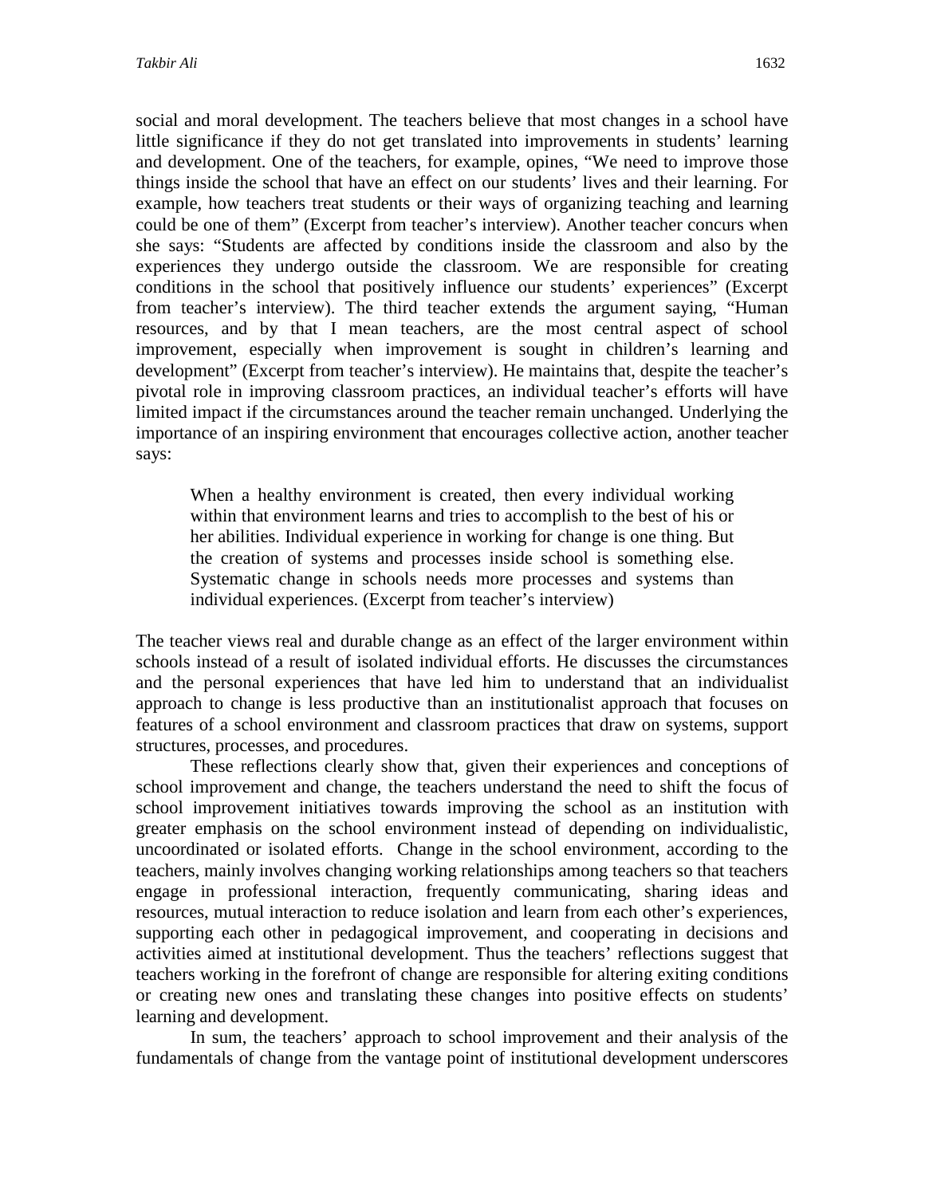social and moral development. The teachers believe that most changes in a school have little significance if they do not get translated into improvements in students' learning and development. One of the teachers, for example, opines, "We need to improve those things inside the school that have an effect on our students' lives and their learning. For example, how teachers treat students or their ways of organizing teaching and learning could be one of them" (Excerpt from teacher's interview). Another teacher concurs when she says: "Students are affected by conditions inside the classroom and also by the experiences they undergo outside the classroom. We are responsible for creating conditions in the school that positively influence our students' experiences" (Excerpt from teacher's interview). The third teacher extends the argument saying, "Human resources, and by that I mean teachers, are the most central aspect of school improvement, especially when improvement is sought in children's learning and development" (Excerpt from teacher's interview). He maintains that, despite the teacher's pivotal role in improving classroom practices, an individual teacher's efforts will have limited impact if the circumstances around the teacher remain unchanged. Underlying the importance of an inspiring environment that encourages collective action, another teacher says:

> When a healthy environment is created, then every individual working within that environment learns and tries to accomplish to the best of his or her abilities. Individual experience in working for change is one thing. But the creation of systems and processes inside school is something else. Systematic change in schools needs more processes and systems than individual experiences. (Excerpt from teacher's interview)

The teacher views real and durable change as an effect of the larger environment within schools instead of a result of isolated individual efforts. He discusses the circumstances and the personal experiences that have led him to understand that an individualist approach to change is less productive than an institutionalist approach that focuses on features of a school environment and classroom practices that draw on systems, support structures, processes, and procedures.

These reflections clearly show that, given their experiences and conceptions of school improvement and change, the teachers understand the need to shift the focus of school improvement initiatives towards improving the school as an institution with greater emphasis on the school environment instead of depending on individualistic, uncoordinated or isolated efforts. Change in the school environment, according to the teachers, mainly involves changing working relationships among teachers so that teachers engage in professional interaction, frequently communicating, sharing ideas and resources, mutual interaction to reduce isolation and learn from each other's experiences, supporting each other in pedagogical improvement, and cooperating in decisions and activities aimed at institutional development. Thus the teachers' reflections suggest that teachers working in the forefront of change are responsible for altering exiting conditions or creating new ones and translating these changes into positive effects on students' learning and development.

In sum, the teachers' approach to school improvement and their analysis of the fundamentals of change from the vantage point of institutional development underscores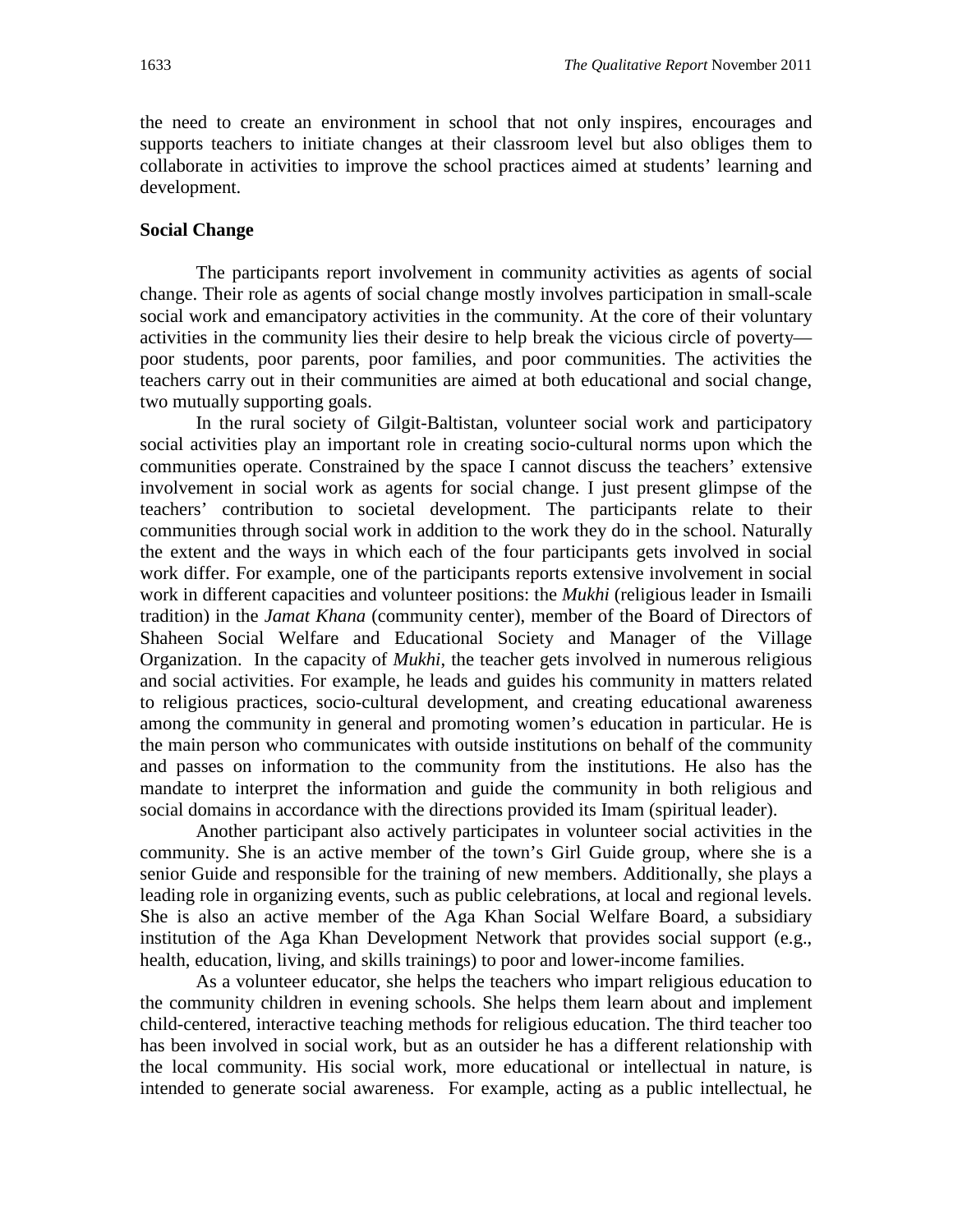the need to create an environment in school that not only inspires, encourages and supports teachers to initiate changes at their classroom level but also obliges them to collaborate in activities to improve the school practices aimed at students' learning and development.

**Social Change**

The participants report involvement in community activities as agents of social change. Their role as agents of social change mostly involves participation in small-scale social work and emancipatory activities in the community. At the core of their voluntary activities in the community lies their desire to help break the vicious circle of poverty—poor students, poor parents, poor families, and poor communities. The activities the teachers carry out in their communities are aimed at both educational and social change, two mutually supporting goals.

In the rural society of Gilgit-Baltistan, volunteer social work and participatory social activities play an important role in creating socio-cultural norms upon which the communities operate. Constrained by the space I cannot discuss the teachers' extensive involvement in social work as agents for social change. I just present glimpse of the teachers' contribution to societal development. The participants relate to their communities through social work in addition to the work they do in the school. Naturally the extent and the ways in which each of the four participants gets involved in social work differ. For example, one of the participants reports extensive involvement in social work in different capacities and volunteer positions: the *Mukhi* (religious leader in Ismaili tradition) in the *Jamat Khana* (community center), member of the Board of Directors of Shaheen Social Welfare and Educational Society and Manager of the Village Organization. In the capacity of *Mukhi*, the teacher gets involved in numerous religious and social activities. For example, he leads and guides his community in matters related to religious practices, socio-cultural development, and creating educational awareness among the community in general and promoting women's education in particular. He is the main person who communicates with outside institutions on behalf of the community and passes on information to the community from the institutions. He also has the mandate to interpret the information and guide the community in both religious and social domains in accordance with the directions provided its Imam (spiritual leader).

Another participant also actively participates in volunteer social activities in the community. She is an active member of the town's Girl Guide group, where she is a senior Guide and responsible for the training of new members. Additionally, she plays a leading role in organizing events, such as public celebrations, at local and regional levels. She is also an active member of the Aga Khan Social Welfare Board, a subsidiary institution of the Aga Khan Development Network that provides social support (e.g., health, education, living, and skills trainings) to poor and lower-income families.

As a volunteer educator, she helps the teachers who impart religious education to the community children in evening schools. She helps them learn about and implement child-centered, interactive teaching methods for religious education. The third teacher too has been involved in social work, but as an outsider he has a different relationship with the local community. His social work, more educational or intellectual in nature, is intended to generate social awareness. For example, acting as a public intellectual, he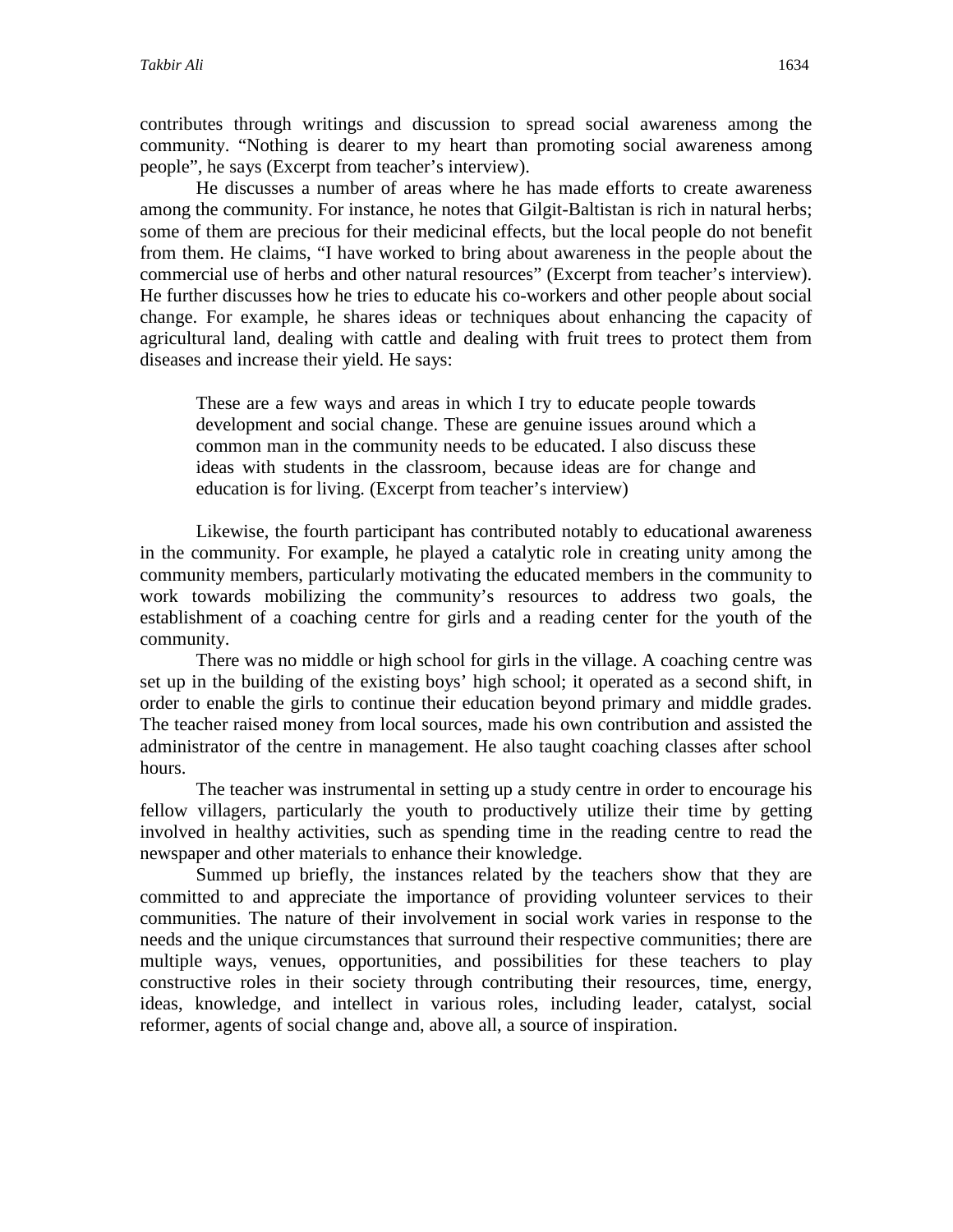contributes through writings and discussion to spread social awareness among the community. “Nothing is dearer to my heart than promoting social awareness among people”, he says (Excerpt from teacher’s interview).

He discusses a number of areas where he has made efforts to create awareness among the community. For instance, he notes that Gilgit-Baltistan is rich in natural herbs; some of them are precious for their medicinal effects, but the local people do not benefit from them. He claims, “I have worked to bring about awareness in the people about the commercial use of herbs and other natural resources” (Excerpt from teacher’s interview). He further discusses how he tries to educate his co-workers and other people about social change. For example, he shares ideas or techniques about enhancing the capacity of agricultural land, dealing with cattle and dealing with fruit trees to protect them from diseases and increase their yield. He says:

> These are a few ways and areas in which I try to educate people towards development and social change. These are genuine issues around which a common man in the community needs to be educated. I also discuss these ideas with students in the classroom, because ideas are for change and education is for living. (Excerpt from teacher’s interview)

Likewise, the fourth participant has contributed notably to educational awareness in the community. For example, he played a catalytic role in creating unity among the community members, particularly motivating the educated members in the community to work towards mobilizing the community’s resources to address two goals, the establishment of a coaching centre for girls and a reading center for the youth of the community.

There was no middle or high school for girls in the village. A coaching centre was set up in the building of the existing boys’ high school; it operated as a second shift, in order to enable the girls to continue their education beyond primary and middle grades. The teacher raised money from local sources, made his own contribution and assisted the administrator of the centre in management. He also taught coaching classes after school hours.

The teacher was instrumental in setting up a study centre in order to encourage his fellow villagers, particularly the youth to productively utilize their time by getting involved in healthy activities, such as spending time in the reading centre to read the newspaper and other materials to enhance their knowledge.

Summed up briefly, the instances related by the teachers show that they are committed to and appreciate the importance of providing volunteer services to their communities. The nature of their involvement in social work varies in response to the needs and the unique circumstances that surround their respective communities; there are multiple ways, venues, opportunities, and possibilities for these teachers to play constructive roles in their society through contributing their resources, time, energy, ideas, knowledge, and intellect in various roles, including leader, catalyst, social reformer, agents of social change and, above all, a source of inspiration.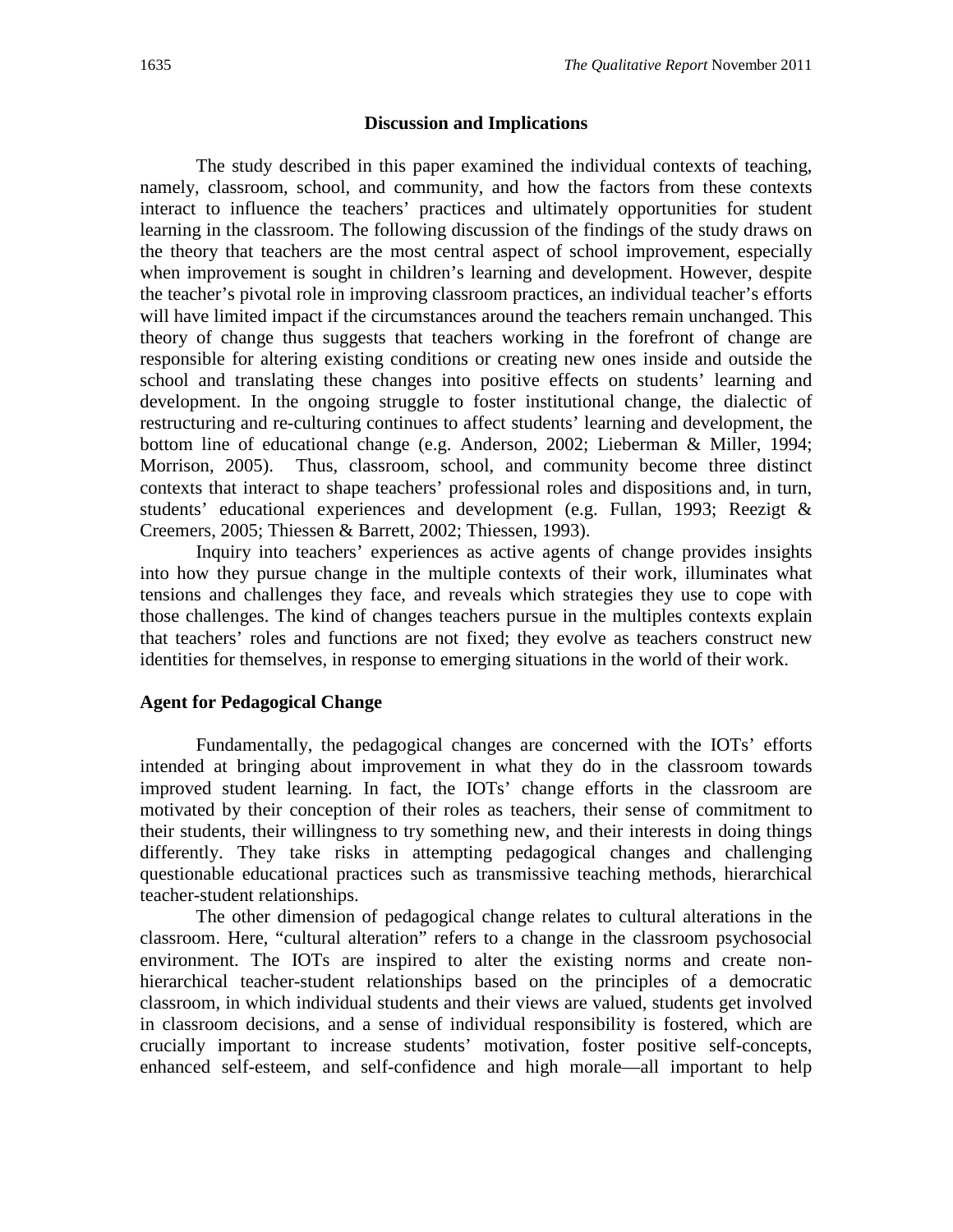## Discussion and Implications

The study described in this paper examined the individual contexts of teaching, namely, classroom, school, and community, and how the factors from these contexts interact to influence the teachers' practices and ultimately opportunities for student learning in the classroom. The following discussion of the findings of the study draws on the theory that teachers are the most central aspect of school improvement, especially when improvement is sought in children's learning and development. However, despite the teacher's pivotal role in improving classroom practices, an individual teacher's efforts will have limited impact if the circumstances around the teachers remain unchanged. This theory of change thus suggests that teachers working in the forefront of change are responsible for altering existing conditions or creating new ones inside and outside the school and translating these changes into positive effects on students' learning and development. In the ongoing struggle to foster institutional change, the dialectic of restructuring and re-culturing continues to affect students' learning and development, the bottom line of educational change (e.g. Anderson, 2002; Lieberman & Miller, 1994; Morrison, 2005). Thus, classroom, school, and community become three distinct contexts that interact to shape teachers' professional roles and dispositions and, in turn, students' educational experiences and development (e.g. Fullan, 1993; Reezigt & Creemers, 2005; Thiessen & Barrett, 2002; Thiessen, 1993).

Inquiry into teachers' experiences as active agents of change provides insights into how they pursue change in the multiple contexts of their work, illuminates what tensions and challenges they face, and reveals which strategies they use to cope with those challenges. The kind of changes teachers pursue in the multiples contexts explain that teachers' roles and functions are not fixed; they evolve as teachers construct new identities for themselves, in response to emerging situations in the world of their work.

### Agent for Pedagogical Change

Fundamentally, the pedagogical changes are concerned with the IOTs' efforts intended at bringing about improvement in what they do in the classroom towards improved student learning. In fact, the IOTs' change efforts in the classroom are motivated by their conception of their roles as teachers, their sense of commitment to their students, their willingness to try something new, and their interests in doing things differently. They take risks in attempting pedagogical changes and challenging questionable educational practices such as transmissive teaching methods, hierarchical teacher-student relationships.

The other dimension of pedagogical change relates to cultural alterations in the classroom. Here, "cultural alteration" refers to a change in the classroom psychosocial environment. The IOTs are inspired to alter the existing norms and create non-hierarchical teacher-student relationships based on the principles of a democratic classroom, in which individual students and their views are valued, students get involved in classroom decisions, and a sense of individual responsibility is fostered, which are crucially important to increase students' motivation, foster positive self-concepts, enhanced self-esteem, and self-confidence and high morale—all important to help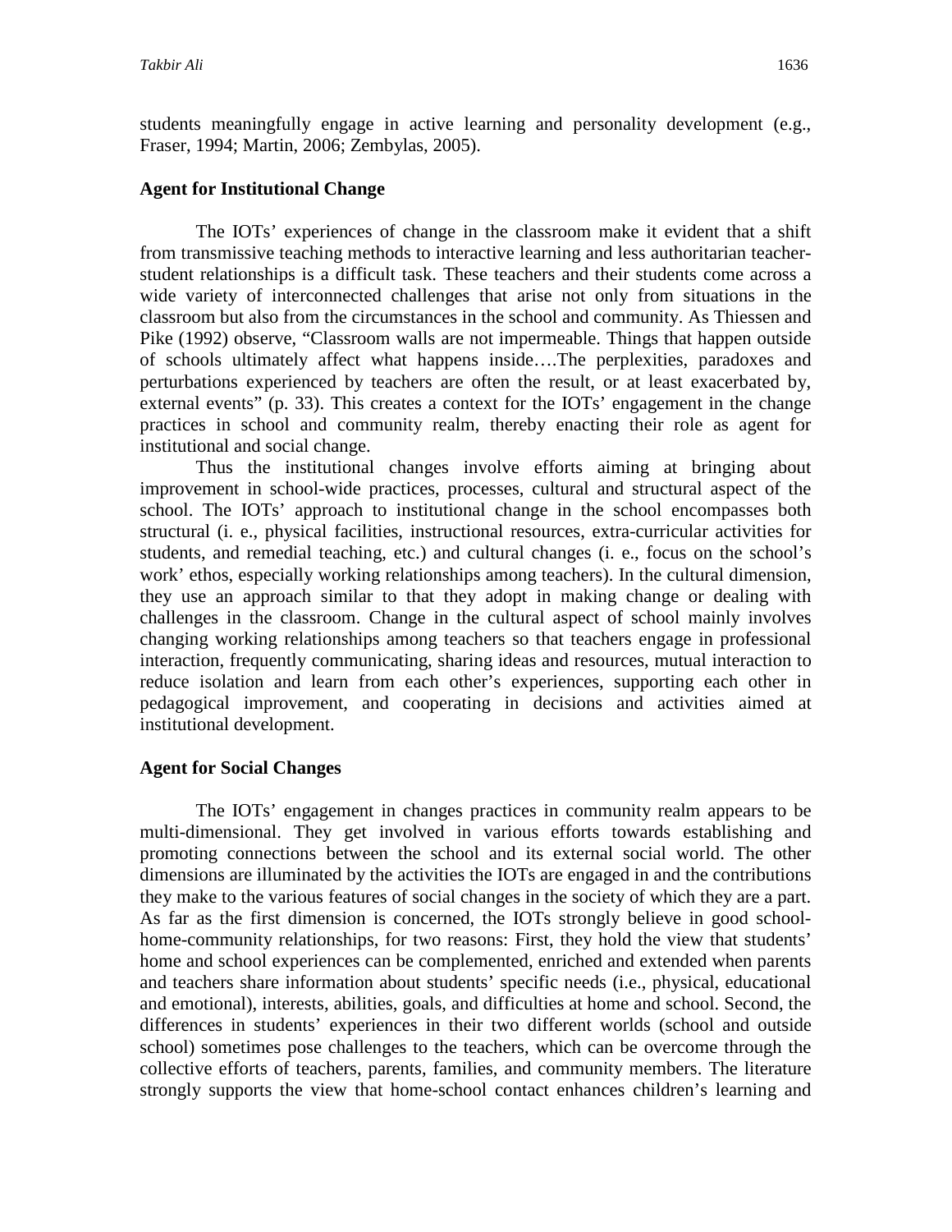students meaningfully engage in active learning and personality development (e.g., Fraser, 1994; Martin, 2006; Zembylas, 2005).

### Agent for Institutional Change

The IOTs' experiences of change in the classroom make it evident that a shift from transmissive teaching methods to interactive learning and less authoritarian teacher-student relationships is a difficult task. These teachers and their students come across a wide variety of interconnected challenges that arise not only from situations in the classroom but also from the circumstances in the school and community. As Thiessen and Pike (1992) observe, "Classroom walls are not impermeable. Things that happen outside of schools ultimately affect what happens inside….The perplexities, paradoxes and perturbations experienced by teachers are often the result, or at least exacerbated by, external events" (p. 33). This creates a context for the IOTs' engagement in the change practices in school and community realm, thereby enacting their role as agent for institutional and social change.

Thus the institutional changes involve efforts aiming at bringing about improvement in school-wide practices, processes, cultural and structural aspect of the school. The IOTs' approach to institutional change in the school encompasses both structural (i. e., physical facilities, instructional resources, extra-curricular activities for students, and remedial teaching, etc.) and cultural changes (i. e., focus on the school's work' ethos, especially working relationships among teachers). In the cultural dimension, they use an approach similar to that they adopt in making change or dealing with challenges in the classroom. Change in the cultural aspect of school mainly involves changing working relationships among teachers so that teachers engage in professional interaction, frequently communicating, sharing ideas and resources, mutual interaction to reduce isolation and learn from each other's experiences, supporting each other in pedagogical improvement, and cooperating in decisions and activities aimed at institutional development.

### Agent for Social Changes

The IOTs' engagement in changes practices in community realm appears to be multi-dimensional. They get involved in various efforts towards establishing and promoting connections between the school and its external social world. The other dimensions are illuminated by the activities the IOTs are engaged in and the contributions they make to the various features of social changes in the society of which they are a part. As far as the first dimension is concerned, the IOTs strongly believe in good school-home-community relationships, for two reasons: First, they hold the view that students' home and school experiences can be complemented, enriched and extended when parents and teachers share information about students' specific needs (i.e., physical, educational and emotional), interests, abilities, goals, and difficulties at home and school. Second, the differences in students' experiences in their two different worlds (school and outside school) sometimes pose challenges to the teachers, which can be overcome through the collective efforts of teachers, parents, families, and community members. The literature strongly supports the view that home-school contact enhances children's learning and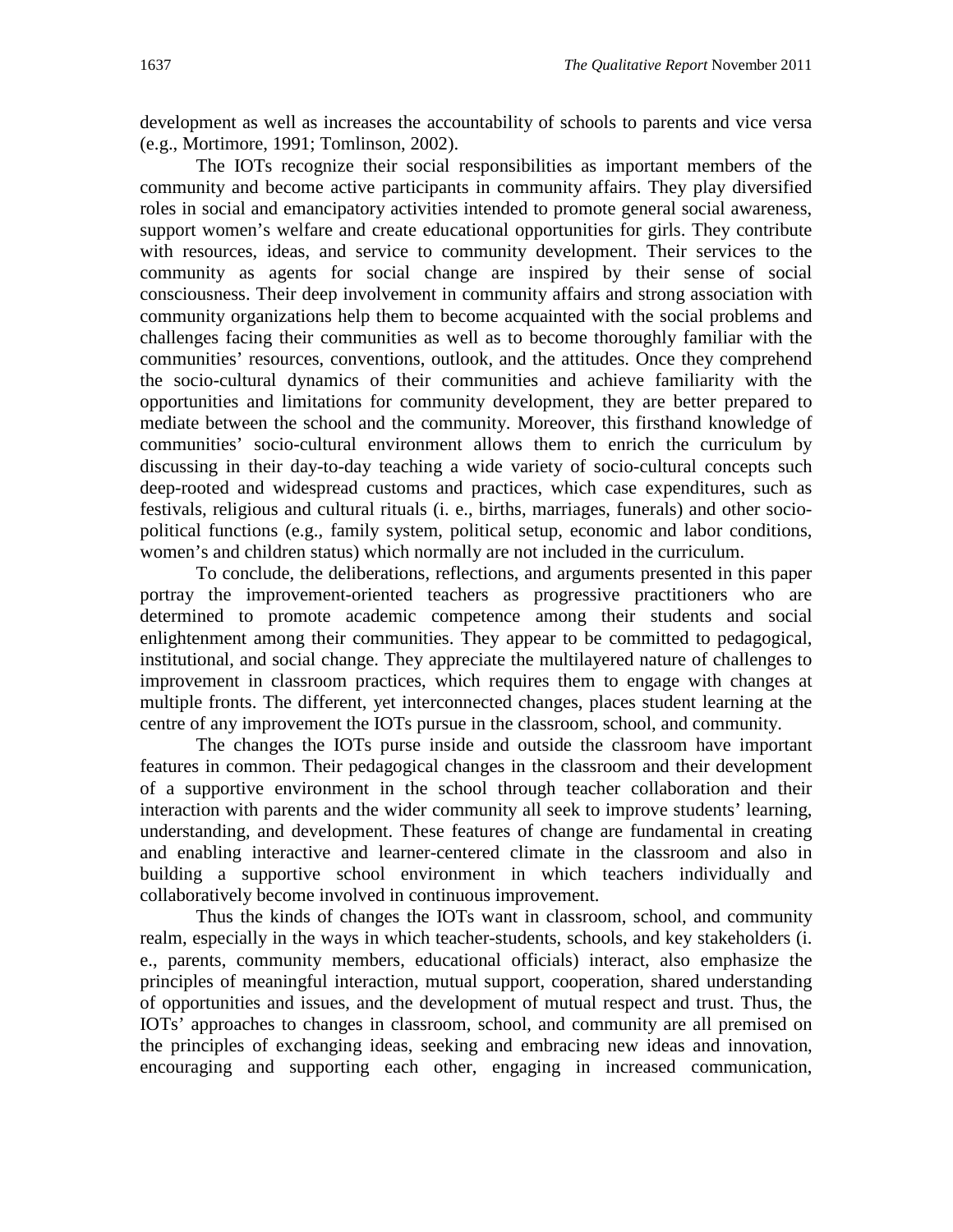development as well as increases the accountability of schools to parents and vice versa (e.g., Mortimore, 1991; Tomlinson, 2002).

The IOTs recognize their social responsibilities as important members of the community and become active participants in community affairs. They play diversified roles in social and emancipatory activities intended to promote general social awareness, support women's welfare and create educational opportunities for girls. They contribute with resources, ideas, and service to community development. Their services to the community as agents for social change are inspired by their sense of social consciousness. Their deep involvement in community affairs and strong association with community organizations help them to become acquainted with the social problems and challenges facing their communities as well as to become thoroughly familiar with the communities' resources, conventions, outlook, and the attitudes. Once they comprehend the socio-cultural dynamics of their communities and achieve familiarity with the opportunities and limitations for community development, they are better prepared to mediate between the school and the community. Moreover, this firsthand knowledge of communities' socio-cultural environment allows them to enrich the curriculum by discussing in their day-to-day teaching a wide variety of socio-cultural concepts such deep-rooted and widespread customs and practices, which case expenditures, such as festivals, religious and cultural rituals (i. e., births, marriages, funerals) and other socio-political functions (e.g., family system, political setup, economic and labor conditions, women's and children status) which normally are not included in the curriculum.

To conclude, the deliberations, reflections, and arguments presented in this paper portray the improvement-oriented teachers as progressive practitioners who are determined to promote academic competence among their students and social enlightenment among their communities. They appear to be committed to pedagogical, institutional, and social change. They appreciate the multilayered nature of challenges to improvement in classroom practices, which requires them to engage with changes at multiple fronts. The different, yet interconnected changes, places student learning at the centre of any improvement the IOTs pursue in the classroom, school, and community.

The changes the IOTs purse inside and outside the classroom have important features in common. Their pedagogical changes in the classroom and their development of a supportive environment in the school through teacher collaboration and their interaction with parents and the wider community all seek to improve students' learning, understanding, and development. These features of change are fundamental in creating and enabling interactive and learner-centered climate in the classroom and also in building a supportive school environment in which teachers individually and collaboratively become involved in continuous improvement.

Thus the kinds of changes the IOTs want in classroom, school, and community realm, especially in the ways in which teacher-students, schools, and key stakeholders (i. e., parents, community members, educational officials) interact, also emphasize the principles of meaningful interaction, mutual support, cooperation, shared understanding of opportunities and issues, and the development of mutual respect and trust. Thus, the IOTs' approaches to changes in classroom, school, and community are all premised on the principles of exchanging ideas, seeking and embracing new ideas and innovation, encouraging and supporting each other, engaging in increased communication,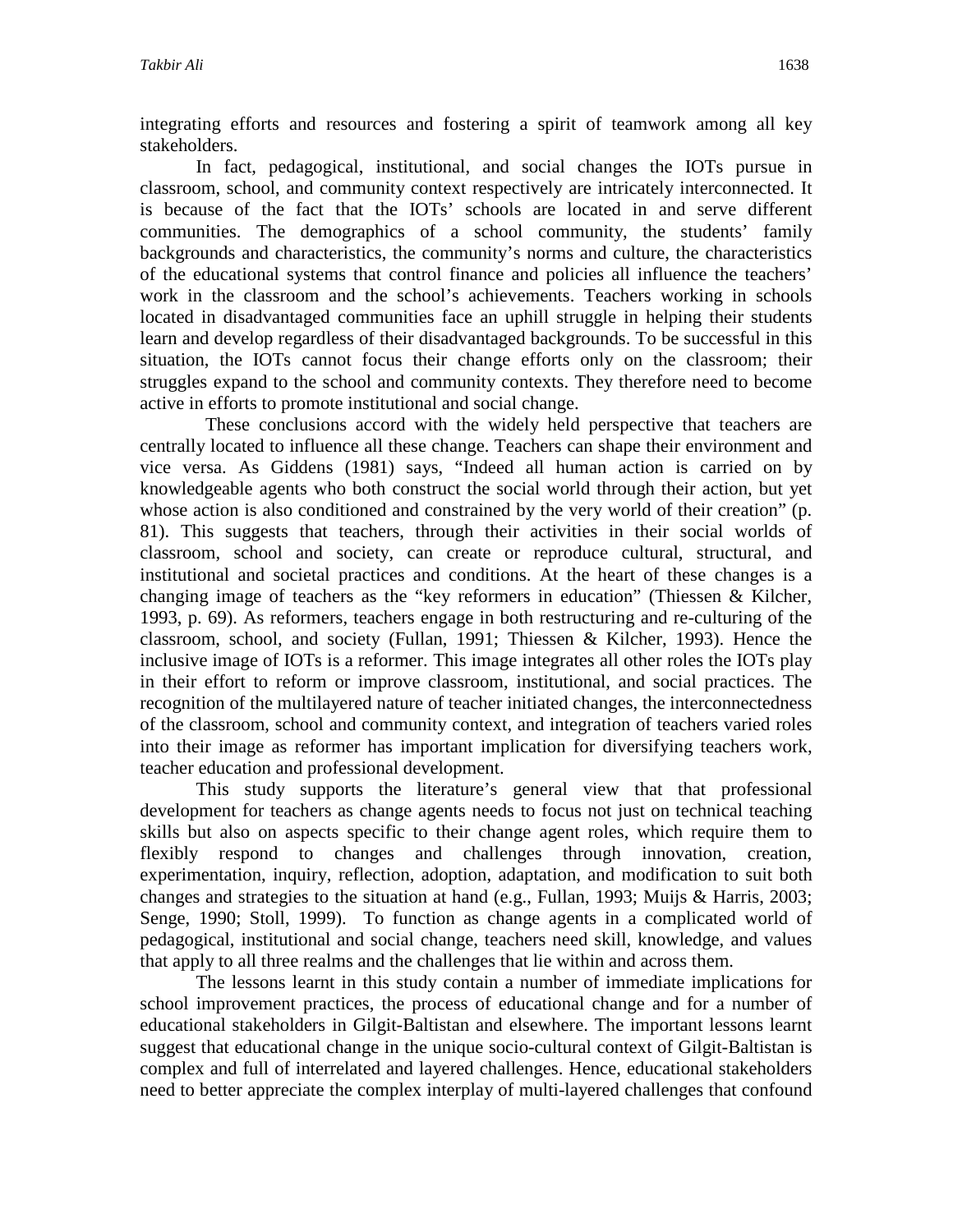integrating efforts and resources and fostering a spirit of teamwork among all key stakeholders.

In fact, pedagogical, institutional, and social changes the IOTs pursue in classroom, school, and community context respectively are intricately interconnected. It is because of the fact that the IOTs' schools are located in and serve different communities. The demographics of a school community, the students' family backgrounds and characteristics, the community's norms and culture, the characteristics of the educational systems that control finance and policies all influence the teachers' work in the classroom and the school's achievements. Teachers working in schools located in disadvantaged communities face an uphill struggle in helping their students learn and develop regardless of their disadvantaged backgrounds. To be successful in this situation, the IOTs cannot focus their change efforts only on the classroom; their struggles expand to the school and community contexts. They therefore need to become active in efforts to promote institutional and social change.

These conclusions accord with the widely held perspective that teachers are centrally located to influence all these change. Teachers can shape their environment and vice versa. As Giddens (1981) says, "Indeed all human action is carried on by knowledgeable agents who both construct the social world through their action, but yet whose action is also conditioned and constrained by the very world of their creation" (p. 81). This suggests that teachers, through their activities in their social worlds of classroom, school and society, can create or reproduce cultural, structural, and institutional and societal practices and conditions. At the heart of these changes is a changing image of teachers as the "key reformers in education" (Thiessen & Kilcher, 1993, p. 69). As reformers, teachers engage in both restructuring and re-culturing of the classroom, school, and society (Fullan, 1991; Thiessen & Kilcher, 1993). Hence the inclusive image of IOTs is a reformer. This image integrates all other roles the IOTs play in their effort to reform or improve classroom, institutional, and social practices. The recognition of the multilayered nature of teacher initiated changes, the interconnectedness of the classroom, school and community context, and integration of teachers varied roles into their image as reformer has important implication for diversifying teachers work, teacher education and professional development.

This study supports the literature's general view that that professional development for teachers as change agents needs to focus not just on technical teaching skills but also on aspects specific to their change agent roles, which require them to flexibly respond to changes and challenges through innovation, creation, experimentation, inquiry, reflection, adoption, adaptation, and modification to suit both changes and strategies to the situation at hand (e.g., Fullan, 1993; Muijs & Harris, 2003; Senge, 1990; Stoll, 1999). To function as change agents in a complicated world of pedagogical, institutional and social change, teachers need skill, knowledge, and values that apply to all three realms and the challenges that lie within and across them.

The lessons learnt in this study contain a number of immediate implications for school improvement practices, the process of educational change and for a number of educational stakeholders in Gilgit-Baltistan and elsewhere. The important lessons learnt suggest that educational change in the unique socio-cultural context of Gilgit-Baltistan is complex and full of interrelated and layered challenges. Hence, educational stakeholders need to better appreciate the complex interplay of multi-layered challenges that confound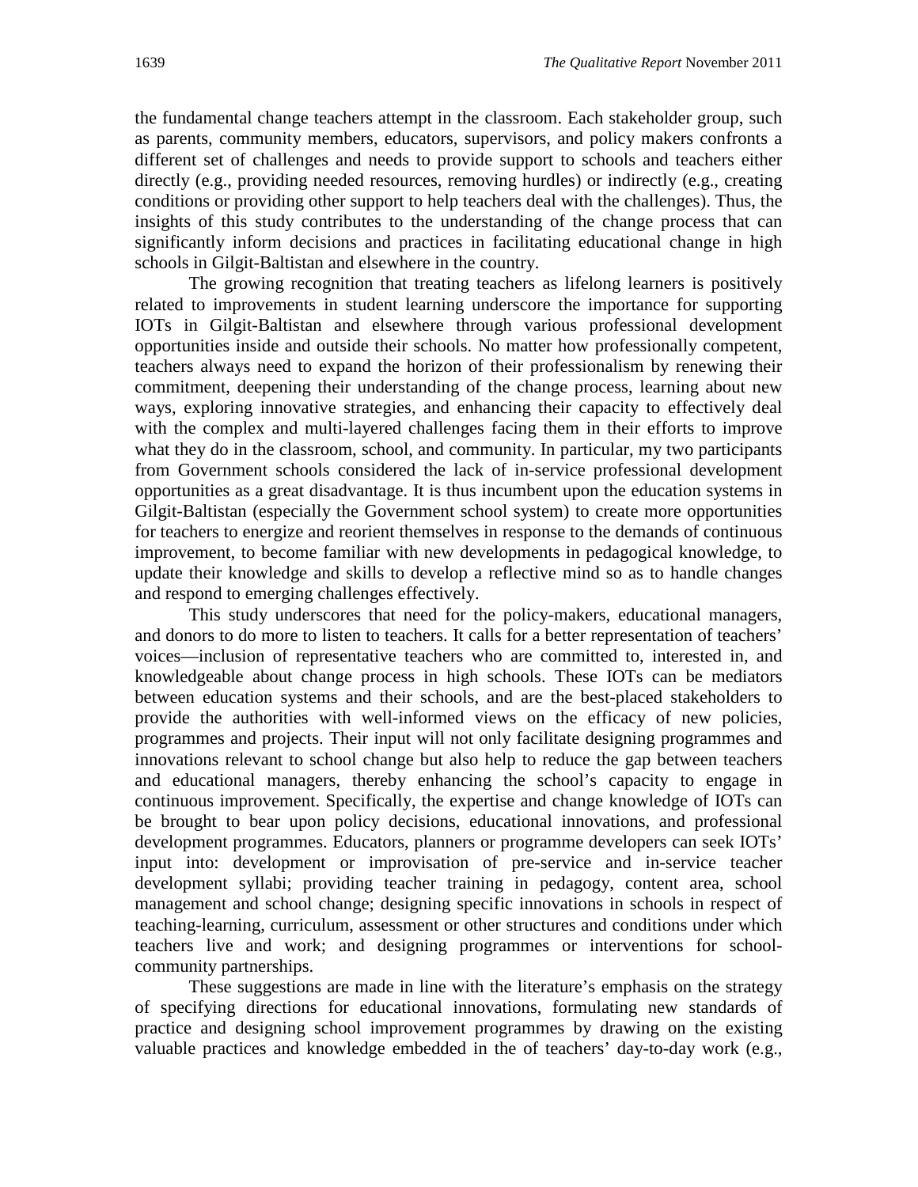the fundamental change teachers attempt in the classroom. Each stakeholder group, such as parents, community members, educators, supervisors, and policy makers confronts a different set of challenges and needs to provide support to schools and teachers either directly (e.g., providing needed resources, removing hurdles) or indirectly (e.g., creating conditions or providing other support to help teachers deal with the challenges). Thus, the insights of this study contributes to the understanding of the change process that can significantly inform decisions and practices in facilitating educational change in high schools in Gilgit-Baltistan and elsewhere in the country.

The growing recognition that treating teachers as lifelong learners is positively related to improvements in student learning underscore the importance for supporting IOTs in Gilgit-Baltistan and elsewhere through various professional development opportunities inside and outside their schools. No matter how professionally competent, teachers always need to expand the horizon of their professionalism by renewing their commitment, deepening their understanding of the change process, learning about new ways, exploring innovative strategies, and enhancing their capacity to effectively deal with the complex and multi-layered challenges facing them in their efforts to improve what they do in the classroom, school, and community. In particular, my two participants from Government schools considered the lack of in-service professional development opportunities as a great disadvantage. It is thus incumbent upon the education systems in Gilgit-Baltistan (especially the Government school system) to create more opportunities for teachers to energize and reorient themselves in response to the demands of continuous improvement, to become familiar with new developments in pedagogical knowledge, to update their knowledge and skills to develop a reflective mind so as to handle changes and respond to emerging challenges effectively.

This study underscores that need for the policy-makers, educational managers, and donors to do more to listen to teachers. It calls for a better representation of teachers' voices—inclusion of representative teachers who are committed to, interested in, and knowledgeable about change process in high schools. These IOTs can be mediators between education systems and their schools, and are the best-placed stakeholders to provide the authorities with well-informed views on the efficacy of new policies, programmes and projects. Their input will not only facilitate designing programmes and innovations relevant to school change but also help to reduce the gap between teachers and educational managers, thereby enhancing the school's capacity to engage in continuous improvement. Specifically, the expertise and change knowledge of IOTs can be brought to bear upon policy decisions, educational innovations, and professional development programmes. Educators, planners or programme developers can seek IOTs' input into: development or improvisation of pre-service and in-service teacher development syllabi; providing teacher training in pedagogy, content area, school management and school change; designing specific innovations in schools in respect of teaching-learning, curriculum, assessment or other structures and conditions under which teachers live and work; and designing programmes or interventions for school-community partnerships.

These suggestions are made in line with the literature's emphasis on the strategy of specifying directions for educational innovations, formulating new standards of practice and designing school improvement programmes by drawing on the existing valuable practices and knowledge embedded in the of teachers' day-to-day work (e.g.,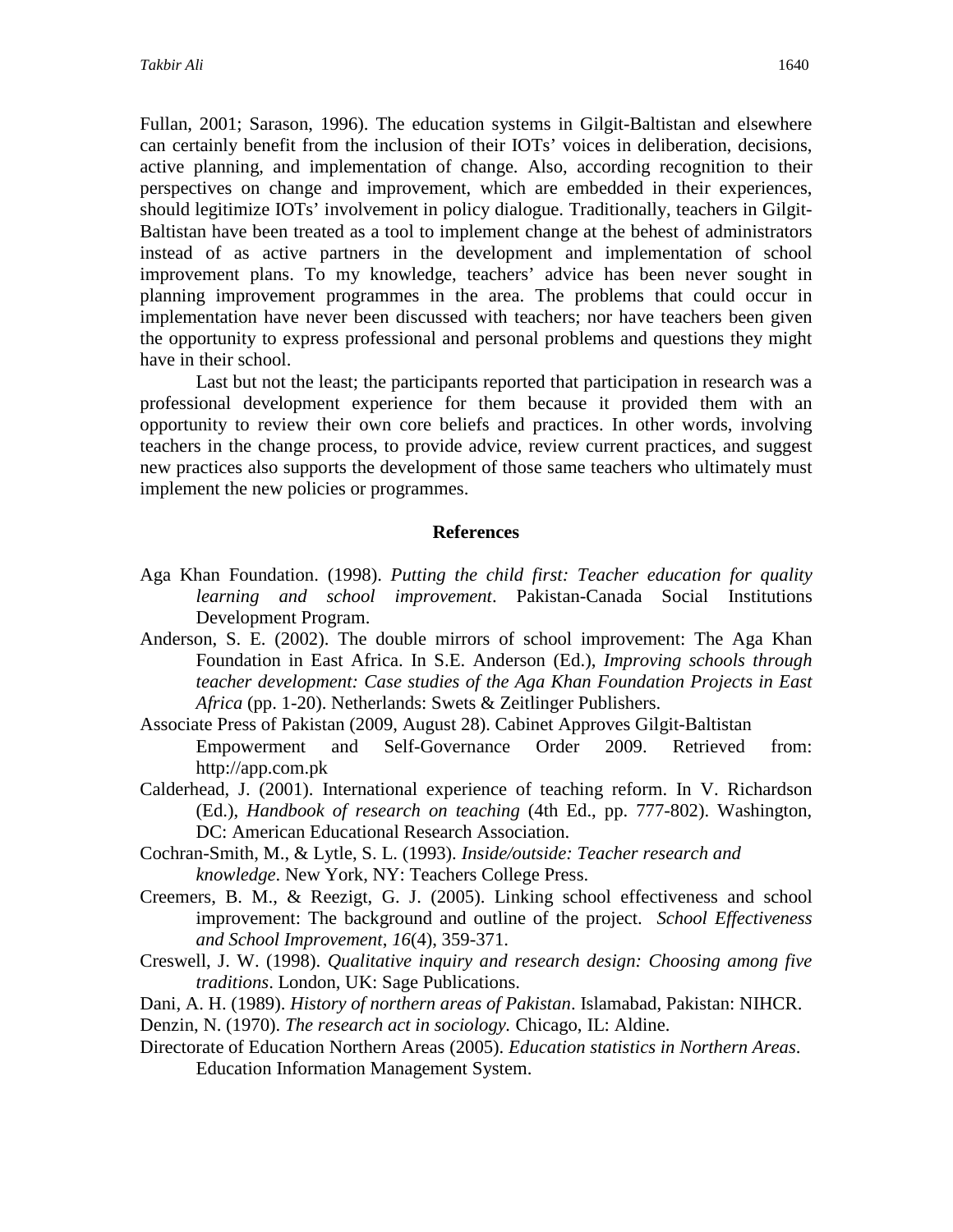Fullan, 2001; Sarason, 1996). The education systems in Gilgit-Baltistan and elsewhere can certainly benefit from the inclusion of their IOTs' voices in deliberation, decisions, active planning, and implementation of change. Also, according recognition to their perspectives on change and improvement, which are embedded in their experiences, should legitimize IOTs' involvement in policy dialogue. Traditionally, teachers in Gilgit-Baltistan have been treated as a tool to implement change at the behest of administrators instead of as active partners in the development and implementation of school improvement plans. To my knowledge, teachers' advice has been never sought in planning improvement programmes in the area. The problems that could occur in implementation have never been discussed with teachers; nor have teachers been given the opportunity to express professional and personal problems and questions they might have in their school.

Last but not the least; the participants reported that participation in research was a professional development experience for them because it provided them with an opportunity to review their own core beliefs and practices. In other words, involving teachers in the change process, to provide advice, review current practices, and suggest new practices also supports the development of those same teachers who ultimately must implement the new policies or programmes.

## References

Aga Khan Foundation. (1998). *Putting the child first: Teacher education for quality learning and school improvement*. Pakistan-Canada Social Institutions Development Program.

Anderson, S. E. (2002). The double mirrors of school improvement: The Aga Khan Foundation in East Africa. In S.E. Anderson (Ed.), *Improving schools through teacher development: Case studies of the Aga Khan Foundation Projects in East Africa* (pp. 1-20). Netherlands: Swets & Zeitlinger Publishers.

Associate Press of Pakistan (2009, August 28). Cabinet Approves Gilgit-Baltistan Empowerment and Self-Governance Order 2009. Retrieved from: http://app.com.pk

Calderhead, J. (2001). International experience of teaching reform. In V. Richardson (Ed.), *Handbook of research on teaching* (4th Ed., pp. 777-802). Washington, DC: American Educational Research Association.

Cochran-Smith, M., & Lytle, S. L. (1993). *Inside/outside: Teacher research and knowledge*. New York, NY: Teachers College Press.

Creemers, B. M., & Reezigt, G. J. (2005). Linking school effectiveness and school improvement: The background and outline of the project. *School Effectiveness and School Improvement*, *16*(4), 359-371.

Creswell, J. W. (1998). *Qualitative inquiry and research design: Choosing among five traditions*. London, UK: Sage Publications.

Dani, A. H. (1989). *History of northern areas of Pakistan*. Islamabad, Pakistan: NIHCR.

Denzin, N. (1970). *The research act in sociology.* Chicago, IL: Aldine.

Directorate of Education Northern Areas (2005). *Education statistics in Northern Areas*. Education Information Management System.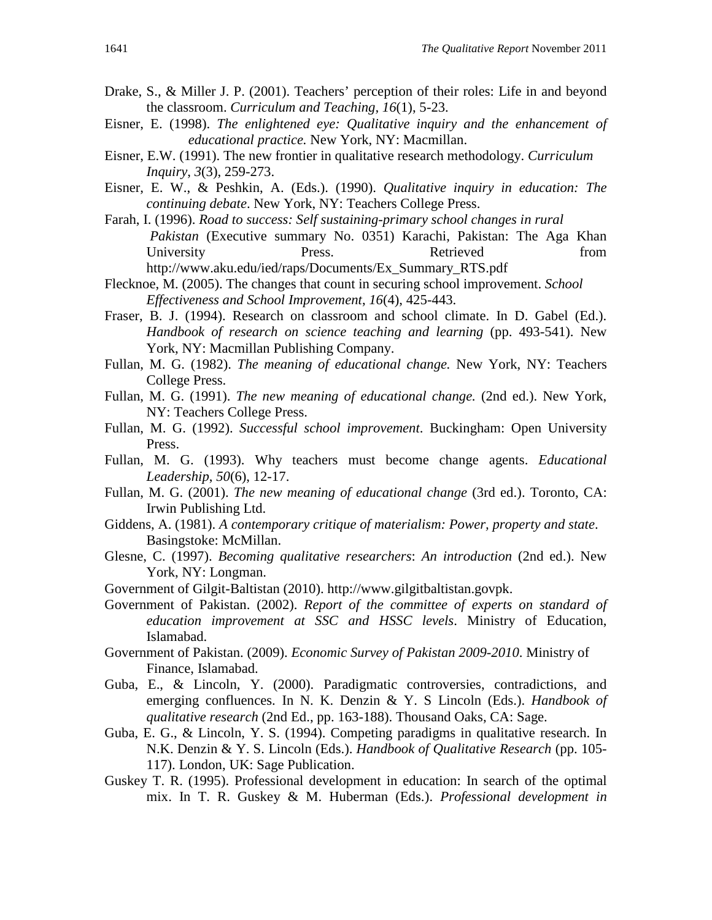Drake, S., & Miller J. P. (2001). Teachers' perception of their roles: Life in and beyond the classroom. *Curriculum and Teaching*, *16*(1), 5-23.

Eisner, E. (1998). *The enlightened eye: Qualitative inquiry and the enhancement of educational practice.* New York, NY: Macmillan.

Eisner, E.W. (1991). The new frontier in qualitative research methodology. *Curriculum Inquiry*, *3*(3), 259-273.

Eisner, E. W., & Peshkin, A. (Eds.). (1990). *Qualitative inquiry in education: The continuing debate*. New York, NY: Teachers College Press.

Farah, I. (1996). *Road to success: Self sustaining-primary school changes in rural Pakistan* (Executive summary No. 0351) Karachi, Pakistan: The Aga Khan University Press. Retrieved from http://www.aku.edu/ied/raps/Documents/Ex_Summary_RTS.pdf

Flecknoe, M. (2005). The changes that count in securing school improvement. *School Effectiveness and School Improvement*, *16*(4), 425-443.

Fraser, B. J. (1994). Research on classroom and school climate. In D. Gabel (Ed.). *Handbook of research on science teaching and learning* (pp. 493-541). New York, NY: Macmillan Publishing Company.

Fullan, M. G. (1982). *The meaning of educational change.* New York, NY: Teachers College Press.

Fullan, M. G. (1991). *The new meaning of educational change.* (2nd ed.). New York, NY: Teachers College Press.

Fullan, M. G. (1992). *Successful school improvement*. Buckingham: Open University Press.

Fullan, M. G. (1993). Why teachers must become change agents. *Educational Leadership*, *50*(6), 12-17.

Fullan, M. G. (2001). *The new meaning of educational change* (3rd ed.). Toronto, CA: Irwin Publishing Ltd.

Giddens, A. (1981). *A contemporary critique of materialism: Power, property and state*. Basingstoke: McMillan.

Glesne, C. (1997). *Becoming qualitative researchers*: *An introduction* (2nd ed.). New York, NY: Longman.

Government of Gilgit-Baltistan (2010). http://www.gilgitbaltistan.govpk.

Government of Pakistan. (2002). *Report of the committee of experts on standard of education improvement at SSC and HSSC levels*. Ministry of Education, Islamabad.

Government of Pakistan. (2009). *Economic Survey of Pakistan 2009-2010*. Ministry of Finance, Islamabad.

Guba, E., & Lincoln, Y. (2000). Paradigmatic controversies, contradictions, and emerging confluences. In N. K. Denzin & Y. S Lincoln (Eds.). *Handbook of qualitative research* (2nd Ed., pp. 163-188). Thousand Oaks, CA: Sage.

Guba, E. G., & Lincoln, Y. S. (1994). Competing paradigms in qualitative research. In N.K. Denzin & Y. S. Lincoln (Eds.). *Handbook of Qualitative Research* (pp. 105-117). London, UK: Sage Publication.

Guskey T. R. (1995). Professional development in education: In search of the optimal mix. In T. R. Guskey & M. Huberman (Eds.). *Professional development in*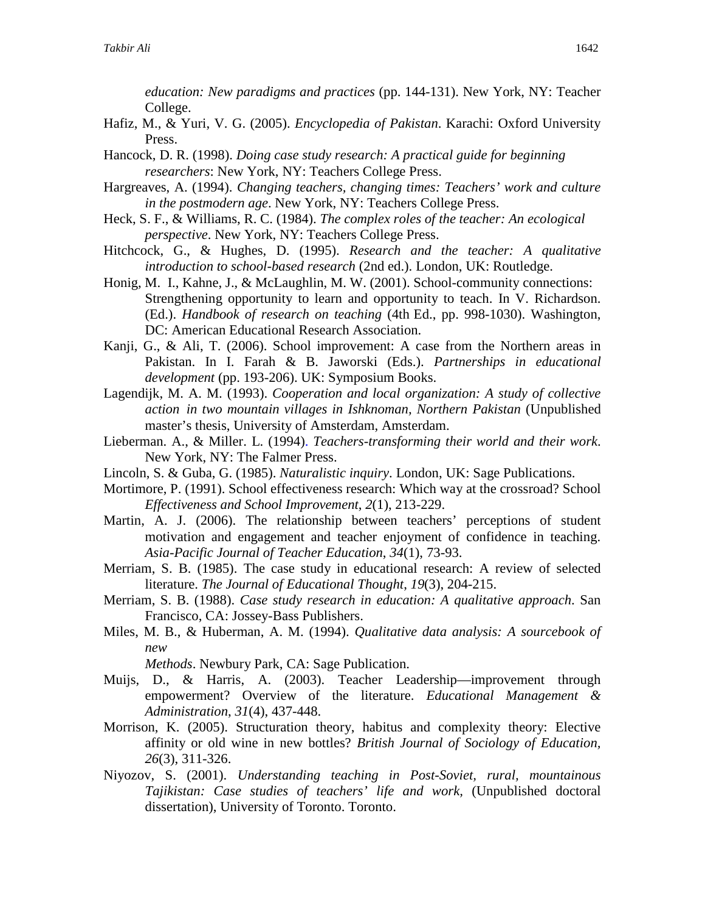*education: New paradigms and practices* (pp. 144-131). New York, NY: Teacher College.

Hafiz, M., & Yuri, V. G. (2005). *Encyclopedia of Pakistan*. Karachi: Oxford University Press.

Hancock, D. R. (1998). *Doing case study research: A practical guide for beginning researchers*: New York, NY: Teachers College Press.

Hargreaves, A. (1994). *Changing teachers, changing times: Teachers' work and culture in the postmodern age*. New York, NY: Teachers College Press.

Heck, S. F., & Williams, R. C. (1984). *The complex roles of the teacher: An ecological perspective*. New York, NY: Teachers College Press.

Hitchcock, G., & Hughes, D. (1995). *Research and the teacher: A qualitative introduction to school-based research* (2nd ed.). London, UK: Routledge.

Honig, M. I., Kahne, J., & McLaughlin, M. W. (2001). School-community connections: Strengthening opportunity to learn and opportunity to teach. In V. Richardson. (Ed.). *Handbook of research on teaching* (4th Ed., pp. 998-1030). Washington, DC: American Educational Research Association.

Kanji, G., & Ali, T. (2006). School improvement: A case from the Northern areas in Pakistan. In I. Farah & B. Jaworski (Eds.). *Partnerships in educational development* (pp. 193-206). UK: Symposium Books.

Lagendijk, M. A. M. (1993). *Cooperation and local organization: A study of collective action in two mountain villages in Ishknoman, Northern Pakistan* (Unpublished master's thesis, University of Amsterdam, Amsterdam.

Lieberman. A., & Miller. L. (1994). *Teachers-transforming their world and their work*. New York, NY: The Falmer Press.

Lincoln, S. & Guba, G. (1985). *Naturalistic inquiry*. London, UK: Sage Publications.

Mortimore, P. (1991). School effectiveness research: Which way at the crossroad? School *Effectiveness and School Improvement*, *2*(1), 213-229.

Martin, A. J. (2006). The relationship between teachers' perceptions of student motivation and engagement and teacher enjoyment of confidence in teaching. *Asia-Pacific Journal of Teacher Education*, *34*(1), 73-93.

Merriam, S. B. (1985). The case study in educational research: A review of selected literature. *The Journal of Educational Thought, 19*(3), 204-215.

Merriam, S. B. (1988). *Case study research in education: A qualitative approach*. San Francisco, CA: Jossey-Bass Publishers.

Miles, M. B., & Huberman, A. M. (1994). *Qualitative data analysis: A sourcebook of new Methods*. Newbury Park, CA: Sage Publication.

Muijs, D., & Harris, A. (2003). Teacher Leadership—improvement through empowerment? Overview of the literature. *Educational Management & Administration*, *31*(4), 437-448.

Morrison, K. (2005). Structuration theory, habitus and complexity theory: Elective affinity or old wine in new bottles? *British Journal of Sociology of Education*, *26*(3), 311-326.

Niyozov, S. (2001). *Understanding teaching in Post-Soviet, rural, mountainous Tajikistan: Case studies of teachers' life and work,* (Unpublished doctoral dissertation), University of Toronto. Toronto.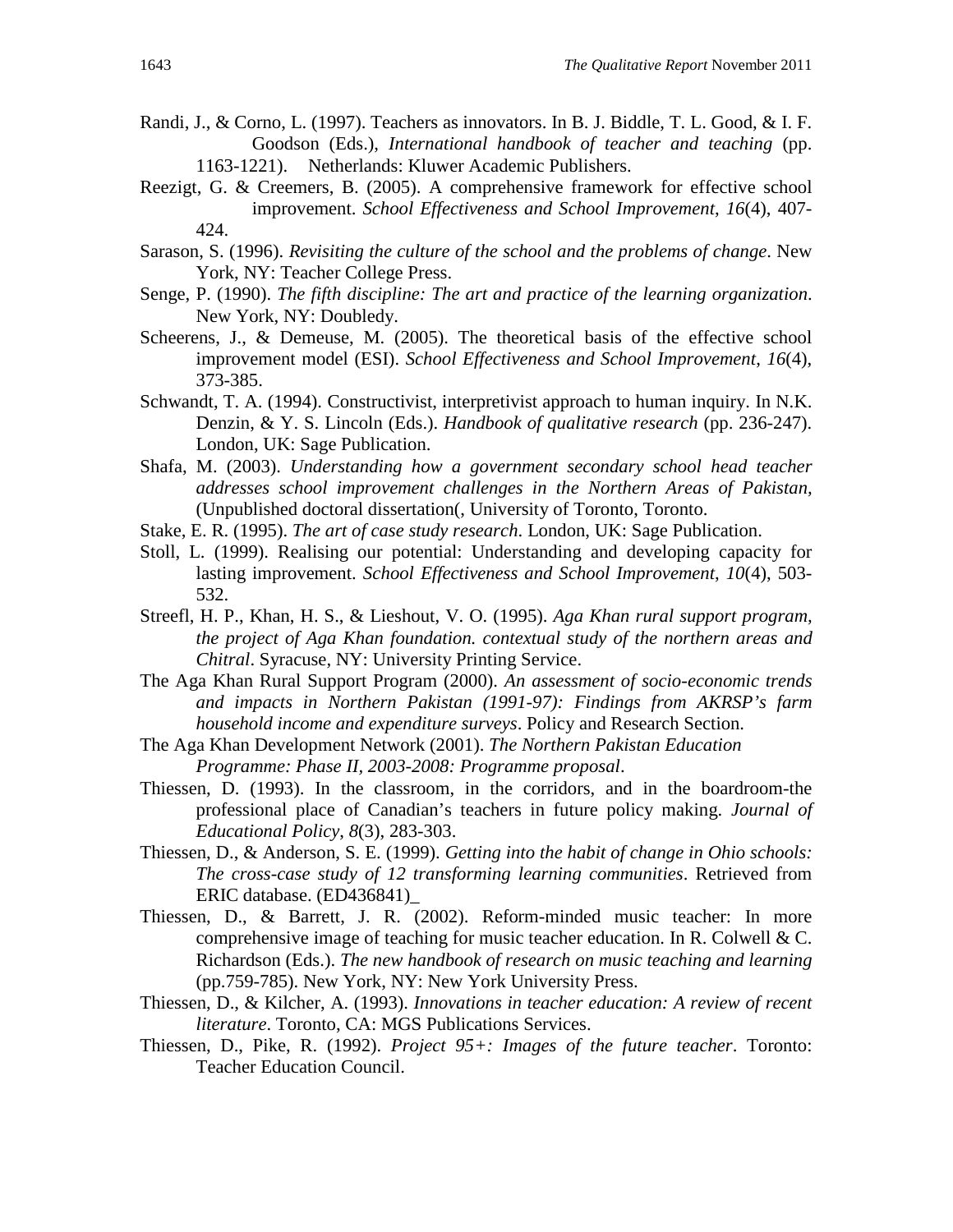Randi, J., & Corno, L. (1997). Teachers as innovators. In B. J. Biddle, T. L. Good, & I. F. Goodson (Eds.), *International handbook of teacher and teaching* (pp. 1163-1221). Netherlands: Kluwer Academic Publishers.

Reezigt, G. & Creemers, B. (2005). A comprehensive framework for effective school improvement. *School Effectiveness and School Improvement*, *16*(4), 407-424.

Sarason, S. (1996). *Revisiting the culture of the school and the problems of change*. New York, NY: Teacher College Press.

Senge, P. (1990). *The fifth discipline: The art and practice of the learning organization*. New York, NY: Doubledy.

Scheerens, J., & Demeuse, M. (2005). The theoretical basis of the effective school improvement model (ESI). *School Effectiveness and School Improvement*, *16*(4), 373-385.

Schwandt, T. A. (1994). Constructivist, interpretivist approach to human inquiry. In N.K. Denzin, & Y. S. Lincoln (Eds.). *Handbook of qualitative research* (pp. 236-247). London, UK: Sage Publication.

Shafa, M. (2003). *Understanding how a government secondary school head teacher addresses school improvement challenges in the Northern Areas of Pakistan*, (Unpublished doctoral dissertation(, University of Toronto, Toronto.

Stake, E. R. (1995). *The art of case study research*. London, UK: Sage Publication.

Stoll, L. (1999). Realising our potential: Understanding and developing capacity for lasting improvement. *School Effectiveness and School Improvement*, *10*(4), 503-532.

Streefl, H. P., Khan, H. S., & Lieshout, V. O. (1995). *Aga Khan rural support program, the project of Aga Khan foundation. contextual study of the northern areas and Chitral*. Syracuse, NY: University Printing Service.

The Aga Khan Rural Support Program (2000). *An assessment of socio-economic trends and impacts in Northern Pakistan (1991-97): Findings from AKRSP's farm household income and expenditure surveys*. Policy and Research Section.

The Aga Khan Development Network (2001). *The Northern Pakistan Education Programme: Phase II, 2003-2008: Programme proposal*.

Thiessen, D. (1993). In the classroom, in the corridors, and in the boardroom-the professional place of Canadian's teachers in future policy making. *Journal of Educational Policy*, *8*(3), 283-303.

Thiessen, D., & Anderson, S. E. (1999). *Getting into the habit of change in Ohio schools: The cross-case study of 12 transforming learning communities*. Retrieved from ERIC database. (ED436841)_

Thiessen, D., & Barrett, J. R. (2002). Reform-minded music teacher: In more comprehensive image of teaching for music teacher education. In R. Colwell & C. Richardson (Eds.). *The new handbook of research on music teaching and learning* (pp.759-785). New York, NY: New York University Press.

Thiessen, D., & Kilcher, A. (1993). *Innovations in teacher education: A review of recent literature*. Toronto, CA: MGS Publications Services.

Thiessen, D., Pike, R. (1992). *Project 95+: Images of the future teacher*. Toronto: Teacher Education Council.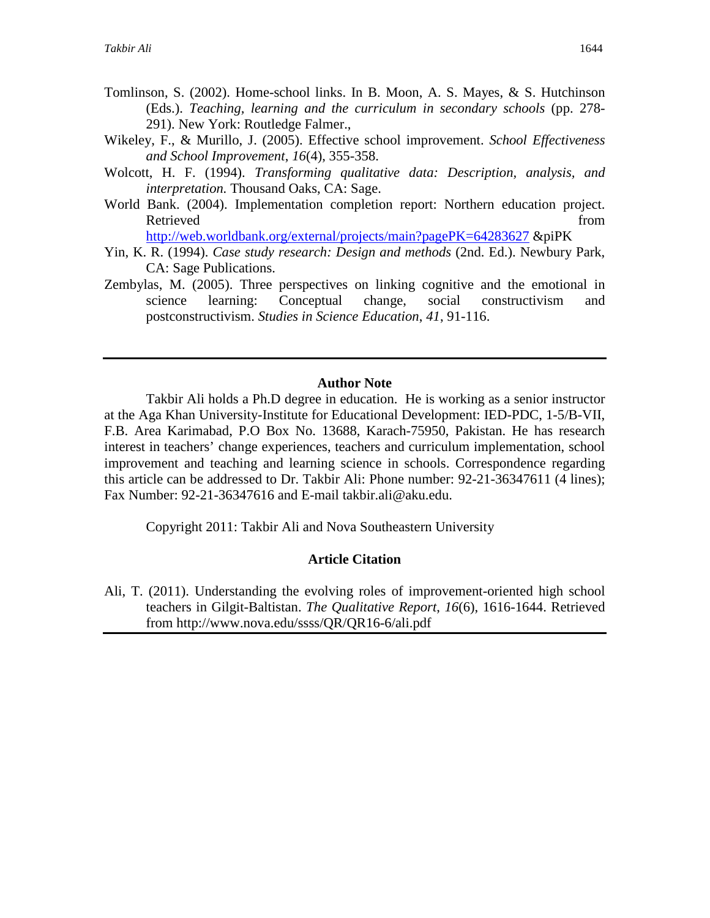Tomlinson, S. (2002). Home-school links. In B. Moon, A. S. Mayes, & S. Hutchinson (Eds.). *Teaching, learning and the curriculum in secondary schools* (pp. 278-291). New York: Routledge Falmer.,

Wikeley, F., & Murillo, J. (2005). Effective school improvement. *School Effectiveness and School Improvement*, *16*(4), 355-358.

Wolcott, H. F. (1994). *Transforming qualitative data: Description, analysis, and interpretation.* Thousand Oaks, CA: Sage.

World Bank. (2004). Implementation completion report: Northern education project. Retrieved from http://web.worldbank.org/external/projects/main?pagePK=64283627 &piPK

Yin, K. R. (1994). *Case study research: Design and methods* (2nd. Ed.). Newbury Park, CA: Sage Publications.

Zembylas, M. (2005). Three perspectives on linking cognitive and the emotional in science learning: Conceptual change, social constructivism and postconstructivism. *Studies in Science Education*, *41*, 91-116.

---

**Author Note**

Takbir Ali holds a Ph.D degree in education. He is working as a senior instructor at the Aga Khan University-Institute for Educational Development: IED-PDC, 1-5/B-VII, F.B. Area Karimabad, P.O Box No. 13688, Karach-75950, Pakistan. He has research interest in teachers' change experiences, teachers and curriculum implementation, school improvement and teaching and learning science in schools. Correspondence regarding this article can be addressed to Dr. Takbir Ali: Phone number: 92-21-36347611 (4 lines); Fax Number: 92-21-36347616 and E-mail takbir.ali@aku.edu.

Copyright 2011: Takbir Ali and Nova Southeastern University

**Article Citation**

Ali, T. (2011). Understanding the evolving roles of improvement-oriented high school teachers in Gilgit-Baltistan. *The Qualitative Report*, *16*(6), 1616-1644. Retrieved from http://www.nova.edu/ssss/QR/QR16-6/ali.pdf